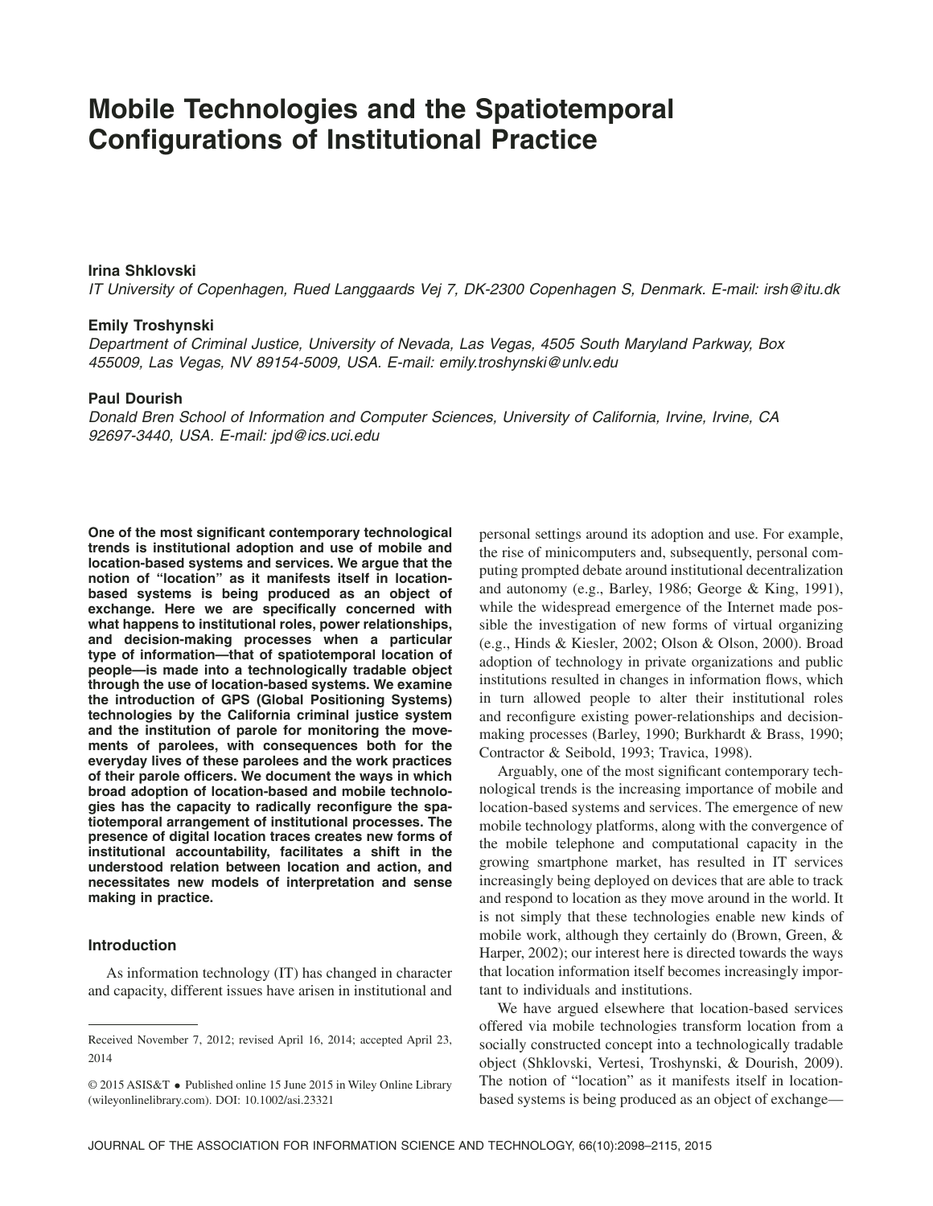# Mobile Technologies and the Spatiotemporal Configurations of Institutional Practice

**Irina Shklovski**
*IT University of Copenhagen, Rued Langgaards Vej 7, DK-2300 Copenhagen S, Denmark. E-mail: irsh@itu.dk*

**Emily Troshynski**
*Department of Criminal Justice, University of Nevada, Las Vegas, 4505 South Maryland Parkway, Box 455009, Las Vegas, NV 89154-5009, USA. E-mail: emily.troshynski@unlv.edu*

**Paul Dourish**
*Donald Bren School of Information and Computer Sciences, University of California, Irvine, Irvine, CA 92697-3440, USA. E-mail: jpd@ics.uci.edu*

**One of the most significant contemporary technological trends is institutional adoption and use of mobile and location-based systems and services. We argue that the notion of "location" as it manifests itself in location-based systems is being produced as an object of exchange. Here we are specifically concerned with what happens to institutional roles, power relationships, and decision-making processes when a particular type of information—that of spatiotemporal location of people—is made into a technologically tradable object through the use of location-based systems. We examine the introduction of GPS (Global Positioning Systems) technologies by the California criminal justice system and the institution of parole for monitoring the movements of parolees, with consequences both for the everyday lives of these parolees and the work practices of their parole officers. We document the ways in which broad adoption of location-based and mobile technologies has the capacity to radically reconfigure the spatiotemporal arrangement of institutional processes. The presence of digital location traces creates new forms of institutional accountability, facilitates a shift in the understood relation between location and action, and necessitates new models of interpretation and sense making in practice.**

## Introduction

As information technology (IT) has changed in character and capacity, different issues have arisen in institutional and personal settings around its adoption and use. For example, the rise of minicomputers and, subsequently, personal computing prompted debate around institutional decentralization and autonomy (e.g., Barley, 1986; George & King, 1991), while the widespread emergence of the Internet made possible the investigation of new forms of virtual organizing (e.g., Hinds & Kiesler, 2002; Olson & Olson, 2000). Broad adoption of technology in private organizations and public institutions resulted in changes in information flows, which in turn allowed people to alter their institutional roles and reconfigure existing power-relationships and decision-making processes (Barley, 1990; Burkhardt & Brass, 1990; Contractor & Seibold, 1993; Travica, 1998).

Arguably, one of the most significant contemporary technological trends is the increasing importance of mobile and location-based systems and services. The emergence of new mobile technology platforms, along with the convergence of the mobile telephone and computational capacity in the growing smartphone market, has resulted in IT services increasingly being deployed on devices that are able to track and respond to location as they move around in the world. It is not simply that these technologies enable new kinds of mobile work, although they certainly do (Brown, Green, & Harper, 2002); our interest here is directed towards the ways that location information itself becomes increasingly important to individuals and institutions.

We have argued elsewhere that location-based services offered via mobile technologies transform location from a socially constructed concept into a technologically tradable object (Shklovski, Vertesi, Troshynski, & Dourish, 2009). The notion of "location" as it manifests itself in location-based systems is being produced as an object of exchange—

Received November 7, 2012; revised April 16, 2014; accepted April 23, 2014

© 2015 ASIS&T • Published online 15 June 2015 in Wiley Online Library (wileyonlinelibrary.com). DOI: 10.1002/asi.23321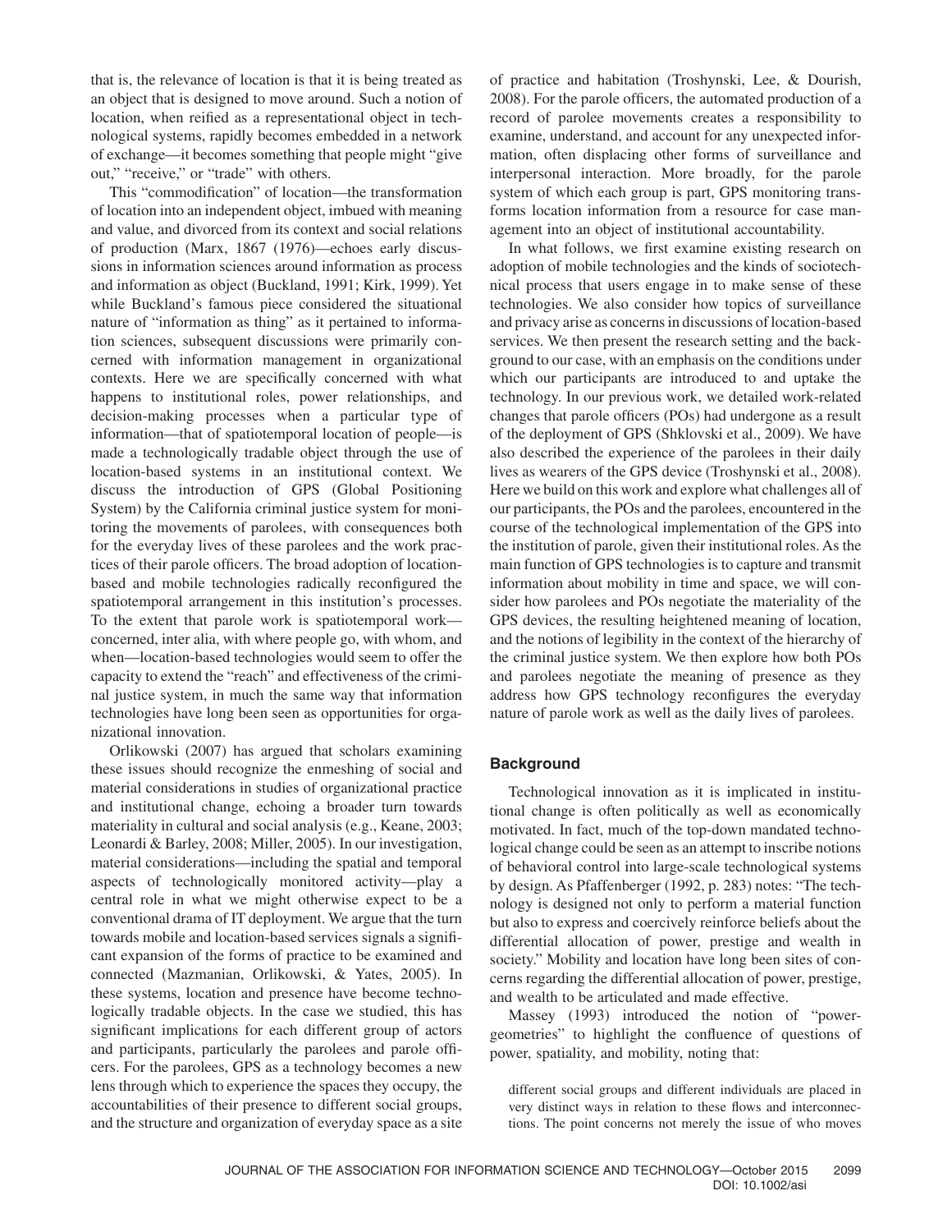that is, the relevance of location is that it is being treated as an object that is designed to move around. Such a notion of location, when reified as a representational object in technological systems, rapidly becomes embedded in a network of exchange—it becomes something that people might "give out," "receive," or "trade" with others.

This "commodification" of location—the transformation of location into an independent object, imbued with meaning and value, and divorced from its context and social relations of production (Marx, 1867 (1976)—echoes early discussions in information sciences around information as process and information as object (Buckland, 1991; Kirk, 1999). Yet while Buckland's famous piece considered the situational nature of "information as thing" as it pertained to information sciences, subsequent discussions were primarily concerned with information management in organizational contexts. Here we are specifically concerned with what happens to institutional roles, power relationships, and decision-making processes when a particular type of information—that of spatiotemporal location of people—is made a technologically tradable object through the use of location-based systems in an institutional context. We discuss the introduction of GPS (Global Positioning System) by the California criminal justice system for monitoring the movements of parolees, with consequences both for the everyday lives of these parolees and the work practices of their parole officers. The broad adoption of location-based and mobile technologies radically reconfigured the spatiotemporal arrangement in this institution's processes. To the extent that parole work is spatiotemporal work—concerned, inter alia, with where people go, with whom, and when—location-based technologies would seem to offer the capacity to extend the "reach" and effectiveness of the criminal justice system, in much the same way that information technologies have long been seen as opportunities for organizational innovation.

Orlikowski (2007) has argued that scholars examining these issues should recognize the enmeshing of social and material considerations in studies of organizational practice and institutional change, echoing a broader turn towards materiality in cultural and social analysis (e.g., Keane, 2003; Leonardi & Barley, 2008; Miller, 2005). In our investigation, material considerations—including the spatial and temporal aspects of technologically monitored activity—play a central role in what we might otherwise expect to be a conventional drama of IT deployment. We argue that the turn towards mobile and location-based services signals a significant expansion of the forms of practice to be examined and connected (Mazmanian, Orlikowski, & Yates, 2005). In these systems, location and presence have become technologically tradable objects. In the case we studied, this has significant implications for each different group of actors and participants, particularly the parolees and parole officers. For the parolees, GPS as a technology becomes a new lens through which to experience the spaces they occupy, the accountabilities of their presence to different social groups, and the structure and organization of everyday space as a site of practice and habitation (Troshynski, Lee, & Dourish, 2008). For the parole officers, the automated production of a record of parolee movements creates a responsibility to examine, understand, and account for any unexpected information, often displacing other forms of surveillance and interpersonal interaction. More broadly, for the parole system of which each group is part, GPS monitoring transforms location information from a resource for case management into an object of institutional accountability.

In what follows, we first examine existing research on adoption of mobile technologies and the kinds of sociotechnical process that users engage in to make sense of these technologies. We also consider how topics of surveillance and privacy arise as concerns in discussions of location-based services. We then present the research setting and the background to our case, with an emphasis on the conditions under which our participants are introduced to and uptake the technology. In our previous work, we detailed work-related changes that parole officers (POs) had undergone as a result of the deployment of GPS (Shklovski et al., 2009). We have also described the experience of the parolees in their daily lives as wearers of the GPS device (Troshynski et al., 2008). Here we build on this work and explore what challenges all of our participants, the POs and the parolees, encountered in the course of the technological implementation of the GPS into the institution of parole, given their institutional roles. As the main function of GPS technologies is to capture and transmit information about mobility in time and space, we will consider how parolees and POs negotiate the materiality of the GPS devices, the resulting heightened meaning of location, and the notions of legibility in the context of the hierarchy of the criminal justice system. We then explore how both POs and parolees negotiate the meaning of presence as they address how GPS technology reconfigures the everyday nature of parole work as well as the daily lives of parolees.

## Background

Technological innovation as it is implicated in institutional change is often politically as well as economically motivated. In fact, much of the top-down mandated technological change could be seen as an attempt to inscribe notions of behavioral control into large-scale technological systems by design. As Pfaffenberger (1992, p. 283) notes: "The technology is designed not only to perform a material function but also to express and coercively reinforce beliefs about the differential allocation of power, prestige and wealth in society." Mobility and location have long been sites of concerns regarding the differential allocation of power, prestige, and wealth to be articulated and made effective.

Massey (1993) introduced the notion of "power-geometries" to highlight the confluence of questions of power, spatiality, and mobility, noting that:

> different social groups and different individuals are placed in very distinct ways in relation to these flows and interconnections. The point concerns not merely the issue of who moves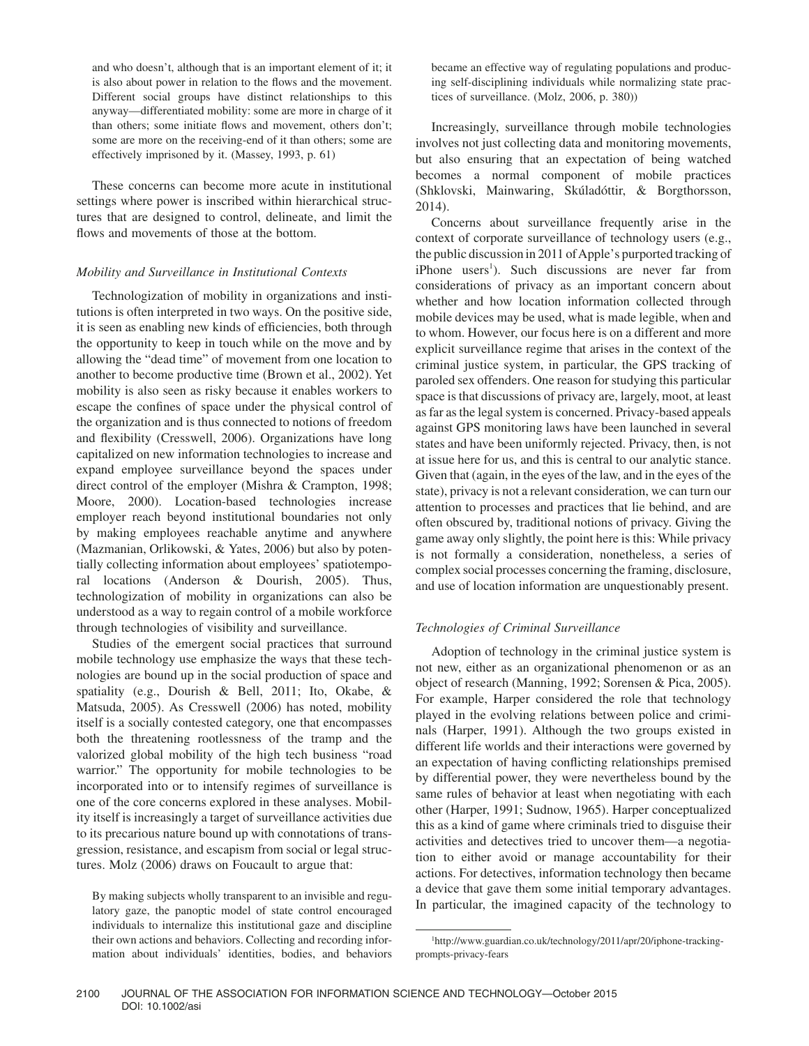and who doesn't, although that is an important element of it; it is also about power in relation to the flows and the movement. Different social groups have distinct relationships to this anyway—differentiated mobility: some are more in charge of it than others; some initiate flows and movement, others don't; some are more on the receiving-end of it than others; some are effectively imprisoned by it. (Massey, 1993, p. 61)

These concerns can become more acute in institutional settings where power is inscribed within hierarchical structures that are designed to control, delineate, and limit the flows and movements of those at the bottom.

### *Mobility and Surveillance in Institutional Contexts*

Technologization of mobility in organizations and institutions is often interpreted in two ways. On the positive side, it is seen as enabling new kinds of efficiencies, both through the opportunity to keep in touch while on the move and by allowing the "dead time" of movement from one location to another to become productive time (Brown et al., 2002). Yet mobility is also seen as risky because it enables workers to escape the confines of space under the physical control of the organization and is thus connected to notions of freedom and flexibility (Cresswell, 2006). Organizations have long capitalized on new information technologies to increase and expand employee surveillance beyond the spaces under direct control of the employer (Mishra & Crampton, 1998; Moore, 2000). Location-based technologies increase employer reach beyond institutional boundaries not only by making employees reachable anytime and anywhere (Mazmanian, Orlikowski, & Yates, 2006) but also by potentially collecting information about employees' spatiotemporal locations (Anderson & Dourish, 2005). Thus, technologization of mobility in organizations can also be understood as a way to regain control of a mobile workforce through technologies of visibility and surveillance.

Studies of the emergent social practices that surround mobile technology use emphasize the ways that these technologies are bound up in the social production of space and spatiality (e.g., Dourish & Bell, 2011; Ito, Okabe, & Matsuda, 2005). As Cresswell (2006) has noted, mobility itself is a socially contested category, one that encompasses both the threatening rootlessness of the tramp and the valorized global mobility of the high tech business "road warrior." The opportunity for mobile technologies to be incorporated into or to intensify regimes of surveillance is one of the core concerns explored in these analyses. Mobility itself is increasingly a target of surveillance activities due to its precarious nature bound up with connotations of transgression, resistance, and escapism from social or legal structures. Molz (2006) draws on Foucault to argue that:

> By making subjects wholly transparent to an invisible and regulatory gaze, the panoptic model of state control encouraged individuals to internalize this institutional gaze and discipline their own actions and behaviors. Collecting and recording information about individuals' identities, bodies, and behaviors became an effective way of regulating populations and producing self-disciplining individuals while normalizing state practices of surveillance. (Molz, 2006, p. 380))

Increasingly, surveillance through mobile technologies involves not just collecting data and monitoring movements, but also ensuring that an expectation of being watched becomes a normal component of mobile practices (Shklovski, Mainwaring, Skúladóttir, & Borgthorsson, 2014).

Concerns about surveillance frequently arise in the context of corporate surveillance of technology users (e.g., the public discussion in 2011 of Apple's purported tracking of iPhone users[1]). Such discussions are never far from considerations of privacy as an important concern about whether and how location information collected through mobile devices may be used, what is made legible, when and to whom. However, our focus here is on a different and more explicit surveillance regime that arises in the context of the criminal justice system, in particular, the GPS tracking of paroled sex offenders. One reason for studying this particular space is that discussions of privacy are, largely, moot, at least as far as the legal system is concerned. Privacy-based appeals against GPS monitoring laws have been launched in several states and have been uniformly rejected. Privacy, then, is not at issue here for us, and this is central to our analytic stance. Given that (again, in the eyes of the law, and in the eyes of the state), privacy is not a relevant consideration, we can turn our attention to processes and practices that lie behind, and are often obscured by, traditional notions of privacy. Giving the game away only slightly, the point here is this: While privacy is not formally a consideration, nonetheless, a series of complex social processes concerning the framing, disclosure, and use of location information are unquestionably present.

### *Technologies of Criminal Surveillance*

Adoption of technology in the criminal justice system is not new, either as an organizational phenomenon or as an object of research (Manning, 1992; Sorensen & Pica, 2005). For example, Harper considered the role that technology played in the evolving relations between police and criminals (Harper, 1991). Although the two groups existed in different life worlds and their interactions were governed by an expectation of having conflicting relationships premised by differential power, they were nevertheless bound by the same rules of behavior at least when negotiating with each other (Harper, 1991; Sudnow, 1965). Harper conceptualized this as a kind of game where criminals tried to disguise their activities and detectives tried to uncover them—a negotiation to either avoid or manage accountability for their actions. For detectives, information technology then became a device that gave them some initial temporary advantages. In particular, the imagined capacity of the technology to

[1]http://www.guardian.co.uk/technology/2011/apr/20/iphone-tracking-prompts-privacy-fears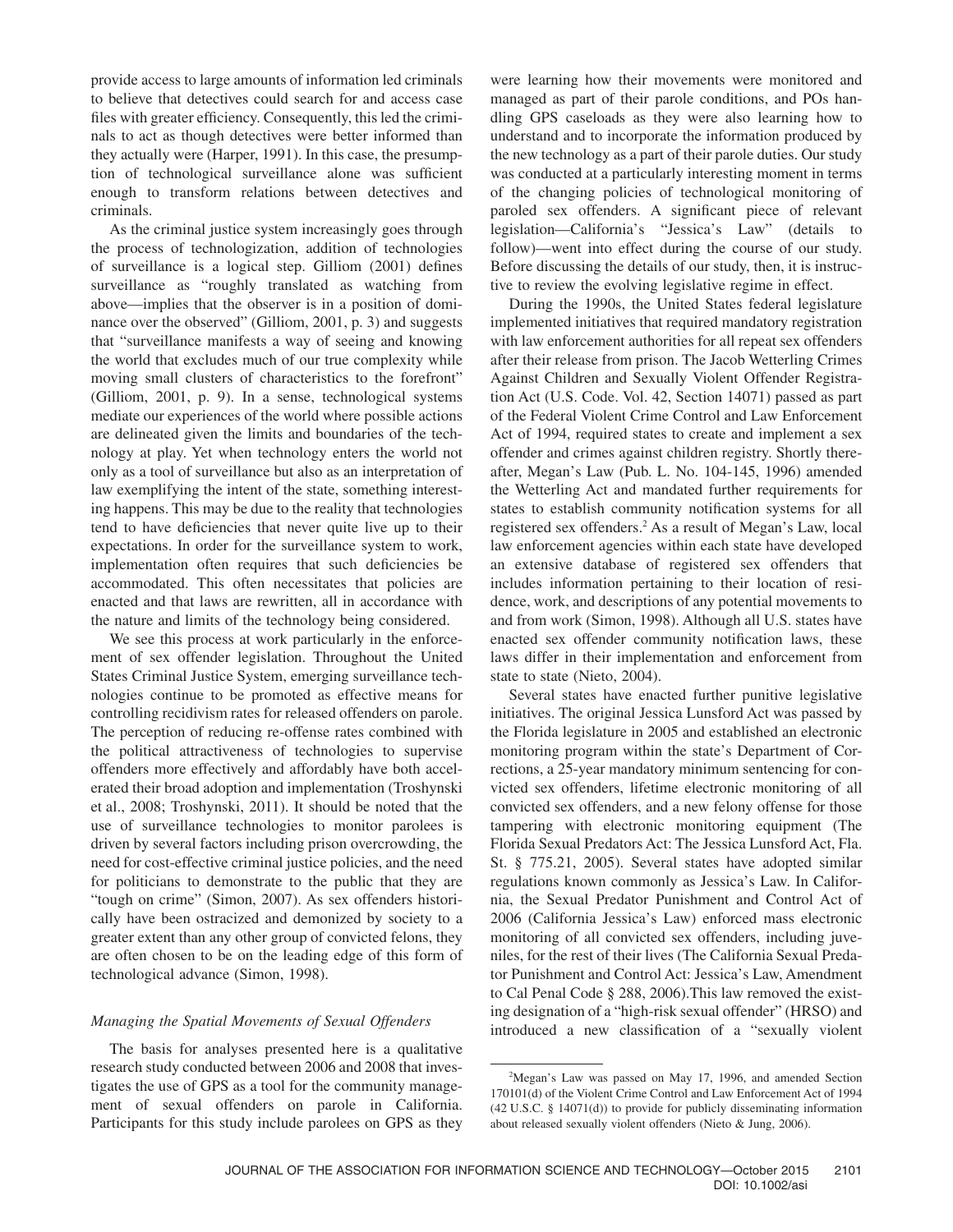provide access to large amounts of information led criminals to believe that detectives could search for and access case files with greater efficiency. Consequently, this led the criminals to act as though detectives were better informed than they actually were (Harper, 1991). In this case, the presumption of technological surveillance alone was sufficient enough to transform relations between detectives and criminals.

As the criminal justice system increasingly goes through the process of technologization, addition of technologies of surveillance is a logical step. Gilliom (2001) defines surveillance as "roughly translated as watching from above—implies that the observer is in a position of dominance over the observed" (Gilliom, 2001, p. 3) and suggests that "surveillance manifests a way of seeing and knowing the world that excludes much of our true complexity while moving small clusters of characteristics to the forefront" (Gilliom, 2001, p. 9). In a sense, technological systems mediate our experiences of the world where possible actions are delineated given the limits and boundaries of the technology at play. Yet when technology enters the world not only as a tool of surveillance but also as an interpretation of law exemplifying the intent of the state, something interesting happens. This may be due to the reality that technologies tend to have deficiencies that never quite live up to their expectations. In order for the surveillance system to work, implementation often requires that such deficiencies be accommodated. This often necessitates that policies are enacted and that laws are rewritten, all in accordance with the nature and limits of the technology being considered.

We see this process at work particularly in the enforcement of sex offender legislation. Throughout the United States Criminal Justice System, emerging surveillance technologies continue to be promoted as effective means for controlling recidivism rates for released offenders on parole. The perception of reducing re-offense rates combined with the political attractiveness of technologies to supervise offenders more effectively and affordably have both accelerated their broad adoption and implementation (Troshynski et al., 2008; Troshynski, 2011). It should be noted that the use of surveillance technologies to monitor parolees is driven by several factors including prison overcrowding, the need for cost-effective criminal justice policies, and the need for politicians to demonstrate to the public that they are "tough on crime" (Simon, 2007). As sex offenders historically have been ostracized and demonized by society to a greater extent than any other group of convicted felons, they are often chosen to be on the leading edge of this form of technological advance (Simon, 1998).

### *Managing the Spatial Movements of Sexual Offenders*

The basis for analyses presented here is a qualitative research study conducted between 2006 and 2008 that investigates the use of GPS as a tool for the community management of sexual offenders on parole in California. Participants for this study include parolees on GPS as they were learning how their movements were monitored and managed as part of their parole conditions, and POs handling GPS caseloads as they were also learning how to understand and to incorporate the information produced by the new technology as a part of their parole duties. Our study was conducted at a particularly interesting moment in terms of the changing policies of technological monitoring of paroled sex offenders. A significant piece of relevant legislation—California's "Jessica's Law" (details to follow)—went into effect during the course of our study. Before discussing the details of our study, then, it is instructive to review the evolving legislative regime in effect.

During the 1990s, the United States federal legislature implemented initiatives that required mandatory registration with law enforcement authorities for all repeat sex offenders after their release from prison. The Jacob Wetterling Crimes Against Children and Sexually Violent Offender Registration Act (U.S. Code. Vol. 42, Section 14071) passed as part of the Federal Violent Crime Control and Law Enforcement Act of 1994, required states to create and implement a sex offender and crimes against children registry. Shortly thereafter, Megan's Law (Pub. L. No. 104-145, 1996) amended the Wetterling Act and mandated further requirements for states to establish community notification systems for all registered sex offenders.[2] As a result of Megan's Law, local law enforcement agencies within each state have developed an extensive database of registered sex offenders that includes information pertaining to their location of residence, work, and descriptions of any potential movements to and from work (Simon, 1998). Although all U.S. states have enacted sex offender community notification laws, these laws differ in their implementation and enforcement from state to state (Nieto, 2004).

Several states have enacted further punitive legislative initiatives. The original Jessica Lunsford Act was passed by the Florida legislature in 2005 and established an electronic monitoring program within the state's Department of Corrections, a 25-year mandatory minimum sentencing for convicted sex offenders, lifetime electronic monitoring of all convicted sex offenders, and a new felony offense for those tampering with electronic monitoring equipment (The Florida Sexual Predators Act: The Jessica Lunsford Act, Fla. St. § 775.21, 2005). Several states have adopted similar regulations known commonly as Jessica's Law. In California, the Sexual Predator Punishment and Control Act of 2006 (California Jessica's Law) enforced mass electronic monitoring of all convicted sex offenders, including juveniles, for the rest of their lives (The California Sexual Predator Punishment and Control Act: Jessica's Law, Amendment to Cal Penal Code § 288, 2006).This law removed the existing designation of a "high-risk sexual offender" (HRSO) and introduced a new classification of a "sexually violent

[2]Megan's Law was passed on May 17, 1996, and amended Section 170101(d) of the Violent Crime Control and Law Enforcement Act of 1994 (42 U.S.C. § 14071(d)) to provide for publicly disseminating information about released sexually violent offenders (Nieto & Jung, 2006).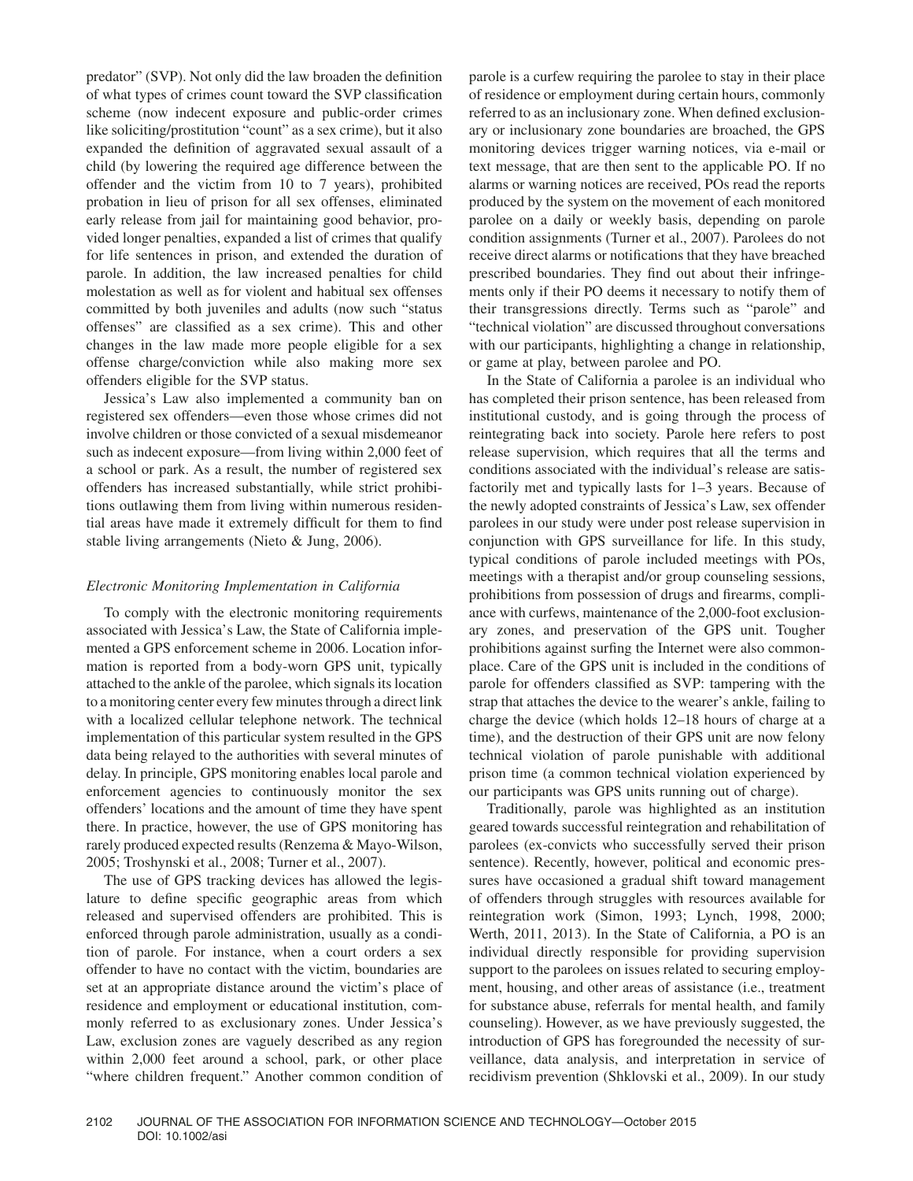predator" (SVP). Not only did the law broaden the definition of what types of crimes count toward the SVP classification scheme (now indecent exposure and public-order crimes like soliciting/prostitution "count" as a sex crime), but it also expanded the definition of aggravated sexual assault of a child (by lowering the required age difference between the offender and the victim from 10 to 7 years), prohibited probation in lieu of prison for all sex offenses, eliminated early release from jail for maintaining good behavior, provided longer penalties, expanded a list of crimes that qualify for life sentences in prison, and extended the duration of parole. In addition, the law increased penalties for child molestation as well as for violent and habitual sex offenses committed by both juveniles and adults (now such "status offenses" are classified as a sex crime). This and other changes in the law made more people eligible for a sex offense charge/conviction while also making more sex offenders eligible for the SVP status.

Jessica's Law also implemented a community ban on registered sex offenders—even those whose crimes did not involve children or those convicted of a sexual misdemeanor such as indecent exposure—from living within 2,000 feet of a school or park. As a result, the number of registered sex offenders has increased substantially, while strict prohibitions outlawing them from living within numerous residential areas have made it extremely difficult for them to find stable living arrangements (Nieto & Jung, 2006).

### *Electronic Monitoring Implementation in California*

To comply with the electronic monitoring requirements associated with Jessica's Law, the State of California implemented a GPS enforcement scheme in 2006. Location information is reported from a body-worn GPS unit, typically attached to the ankle of the parolee, which signals its location to a monitoring center every few minutes through a direct link with a localized cellular telephone network. The technical implementation of this particular system resulted in the GPS data being relayed to the authorities with several minutes of delay. In principle, GPS monitoring enables local parole and enforcement agencies to continuously monitor the sex offenders' locations and the amount of time they have spent there. In practice, however, the use of GPS monitoring has rarely produced expected results (Renzema & Mayo-Wilson, 2005; Troshynski et al., 2008; Turner et al., 2007).

The use of GPS tracking devices has allowed the legislature to define specific geographic areas from which released and supervised offenders are prohibited. This is enforced through parole administration, usually as a condition of parole. For instance, when a court orders a sex offender to have no contact with the victim, boundaries are set at an appropriate distance around the victim's place of residence and employment or educational institution, commonly referred to as exclusionary zones. Under Jessica's Law, exclusion zones are vaguely described as any region within 2,000 feet around a school, park, or other place "where children frequent." Another common condition of parole is a curfew requiring the parolee to stay in their place of residence or employment during certain hours, commonly referred to as an inclusionary zone. When defined exclusionary or inclusionary zone boundaries are broached, the GPS monitoring devices trigger warning notices, via e-mail or text message, that are then sent to the applicable PO. If no alarms or warning notices are received, POs read the reports produced by the system on the movement of each monitored parolee on a daily or weekly basis, depending on parole condition assignments (Turner et al., 2007). Parolees do not receive direct alarms or notifications that they have breached prescribed boundaries. They find out about their infringements only if their PO deems it necessary to notify them of their transgressions directly. Terms such as "parole" and "technical violation" are discussed throughout conversations with our participants, highlighting a change in relationship, or game at play, between parolee and PO.

In the State of California a parolee is an individual who has completed their prison sentence, has been released from institutional custody, and is going through the process of reintegrating back into society. Parole here refers to post release supervision, which requires that all the terms and conditions associated with the individual's release are satisfactorily met and typically lasts for 1–3 years. Because of the newly adopted constraints of Jessica's Law, sex offender parolees in our study were under post release supervision in conjunction with GPS surveillance for life. In this study, typical conditions of parole included meetings with POs, meetings with a therapist and/or group counseling sessions, prohibitions from possession of drugs and firearms, compliance with curfews, maintenance of the 2,000-foot exclusionary zones, and preservation of the GPS unit. Tougher prohibitions against surfing the Internet were also commonplace. Care of the GPS unit is included in the conditions of parole for offenders classified as SVP: tampering with the strap that attaches the device to the wearer's ankle, failing to charge the device (which holds 12–18 hours of charge at a time), and the destruction of their GPS unit are now felony technical violation of parole punishable with additional prison time (a common technical violation experienced by our participants was GPS units running out of charge).

Traditionally, parole was highlighted as an institution geared towards successful reintegration and rehabilitation of parolees (ex-convicts who successfully served their prison sentence). Recently, however, political and economic pressures have occasioned a gradual shift toward management of offenders through struggles with resources available for reintegration work (Simon, 1993; Lynch, 1998, 2000; Werth, 2011, 2013). In the State of California, a PO is an individual directly responsible for providing supervision support to the parolees on issues related to securing employment, housing, and other areas of assistance (i.e., treatment for substance abuse, referrals for mental health, and family counseling). However, as we have previously suggested, the introduction of GPS has foregrounded the necessity of surveillance, data analysis, and interpretation in service of recidivism prevention (Shklovski et al., 2009). In our study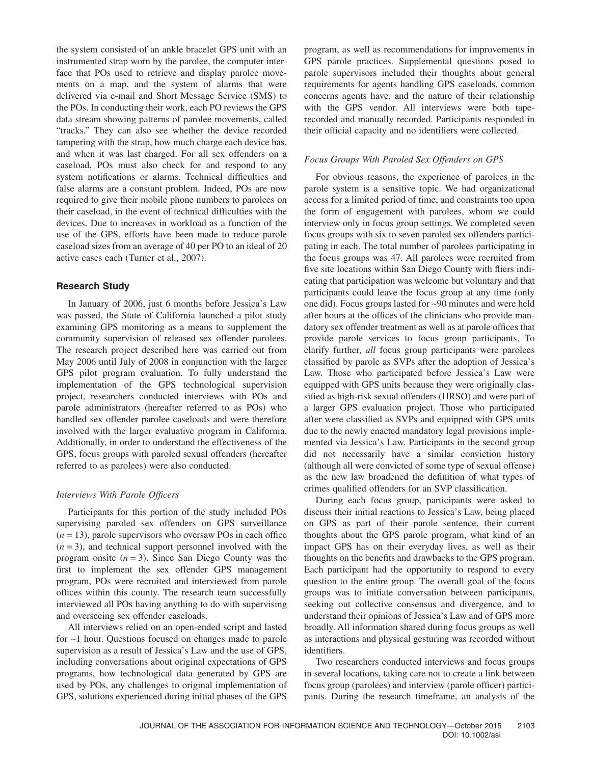the system consisted of an ankle bracelet GPS unit with an instrumented strap worn by the parolee, the computer interface that POs used to retrieve and display parolee movements on a map, and the system of alarms that were delivered via e-mail and Short Message Service (SMS) to the POs. In conducting their work, each PO reviews the GPS data stream showing patterns of parolee movements, called "tracks." They can also see whether the device recorded tampering with the strap, how much charge each device has, and when it was last charged. For all sex offenders on a caseload, POs must also check for and respond to any system notifications or alarms. Technical difficulties and false alarms are a constant problem. Indeed, POs are now required to give their mobile phone numbers to parolees on their caseload, in the event of technical difficulties with the devices. Due to increases in workload as a function of the use of the GPS, efforts have been made to reduce parole caseload sizes from an average of 40 per PO to an ideal of 20 active cases each (Turner et al., 2007).

## Research Study

In January of 2006, just 6 months before Jessica's Law was passed, the State of California launched a pilot study examining GPS monitoring as a means to supplement the community supervision of released sex offender parolees. The research project described here was carried out from May 2006 until July of 2008 in conjunction with the larger GPS pilot program evaluation. To fully understand the implementation of the GPS technological supervision project, researchers conducted interviews with POs and parole administrators (hereafter referred to as POs) who handled sex offender parolee caseloads and were therefore involved with the larger evaluative program in California. Additionally, in order to understand the effectiveness of the GPS, focus groups with paroled sexual offenders (hereafter referred to as parolees) were also conducted.

### *Interviews With Parole Officers*

Participants for this portion of the study included POs supervising paroled sex offenders on GPS surveillance ($n = 13$), parole supervisors who oversaw POs in each office ($n = 3$), and technical support personnel involved with the program onsite ($n = 3$). Since San Diego County was the first to implement the sex offender GPS management program, POs were recruited and interviewed from parole offices within this county. The research team successfully interviewed all POs having anything to do with supervising and overseeing sex offender caseloads.

All interviews relied on an open-ended script and lasted for ~1 hour. Questions focused on changes made to parole supervision as a result of Jessica's Law and the use of GPS, including conversations about original expectations of GPS programs, how technological data generated by GPS are used by POs, any challenges to original implementation of GPS, solutions experienced during initial phases of the GPS program, as well as recommendations for improvements in GPS parole practices. Supplemental questions posed to parole supervisors included their thoughts about general requirements for agents handling GPS caseloads, common concerns agents have, and the nature of their relationship with the GPS vendor. All interviews were both tape-recorded and manually recorded. Participants responded in their official capacity and no identifiers were collected.

### *Focus Groups With Paroled Sex Offenders on GPS*

For obvious reasons, the experience of parolees in the parole system is a sensitive topic. We had organizational access for a limited period of time, and constraints too upon the form of engagement with parolees, whom we could interview only in focus group settings. We completed seven focus groups with six to seven paroled sex offenders participating in each. The total number of parolees participating in the focus groups was 47. All parolees were recruited from five site locations within San Diego County with fliers indicating that participation was welcome but voluntary and that participants could leave the focus group at any time (only one did). Focus groups lasted for ~90 minutes and were held after hours at the offices of the clinicians who provide mandatory sex offender treatment as well as at parole offices that provide parole services to focus group participants. To clarify further, *all* focus group participants were parolees classified by parole as SVPs after the adoption of Jessica's Law. Those who participated before Jessica's Law were equipped with GPS units because they were originally classified as high-risk sexual offenders (HRSO) and were part of a larger GPS evaluation project. Those who participated after were classified as SVPs and equipped with GPS units due to the newly enacted mandatory legal provisions implemented via Jessica's Law. Participants in the second group did not necessarily have a similar conviction history (although all were convicted of some type of sexual offense) as the new law broadened the definition of what types of crimes qualified offenders for an SVP classification.

During each focus group, participants were asked to discuss their initial reactions to Jessica's Law, being placed on GPS as part of their parole sentence, their current thoughts about the GPS parole program, what kind of an impact GPS has on their everyday lives, as well as their thoughts on the benefits and drawbacks to the GPS program. Each participant had the opportunity to respond to every question to the entire group. The overall goal of the focus groups was to initiate conversation between participants, seeking out collective consensus and divergence, and to understand their opinions of Jessica's Law and of GPS more broadly. All information shared during focus groups as well as interactions and physical gesturing was recorded without identifiers.

Two researchers conducted interviews and focus groups in several locations, taking care not to create a link between focus group (parolees) and interview (parole officer) participants. During the research timeframe, an analysis of the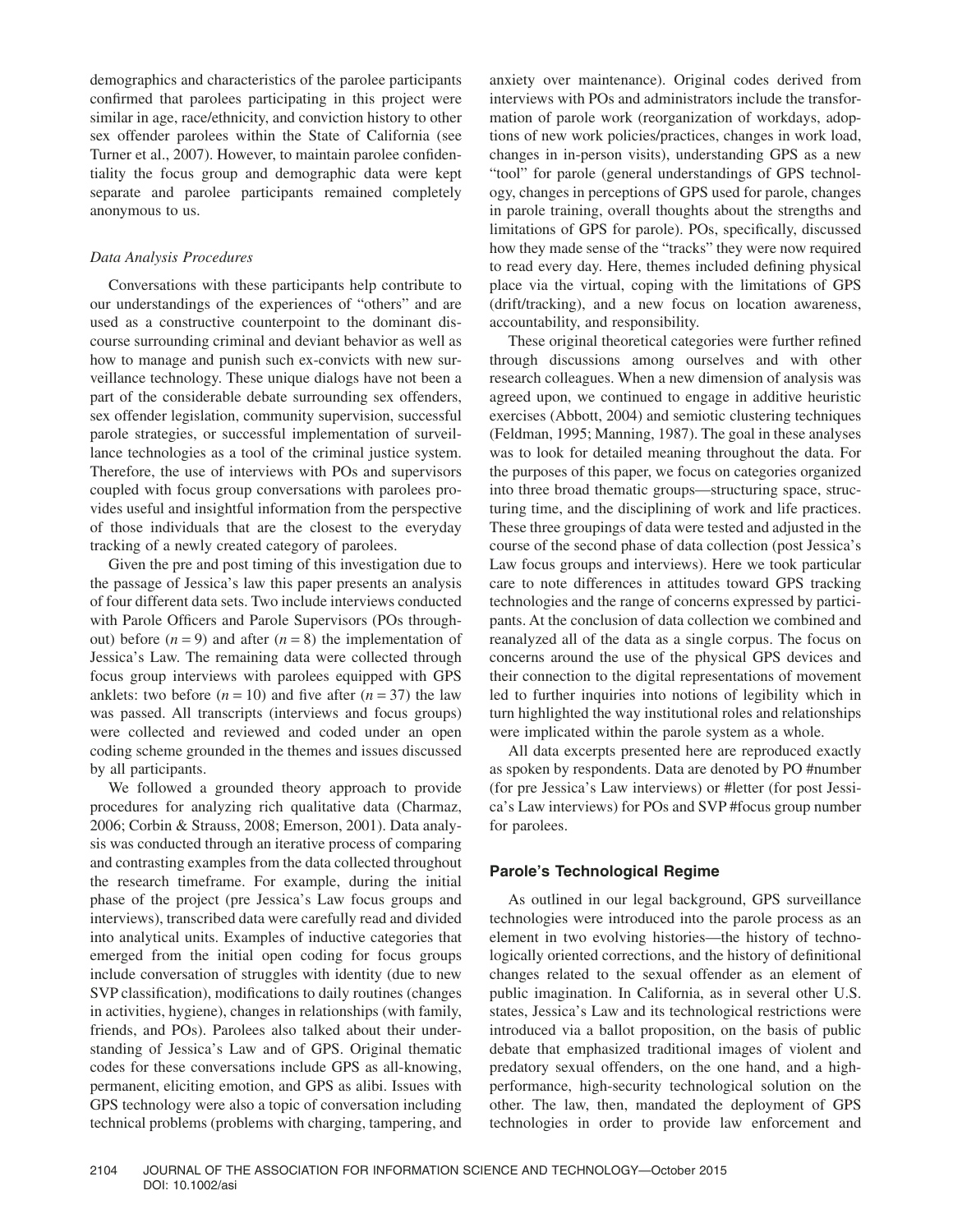demographics and characteristics of the parolee participants confirmed that parolees participating in this project were similar in age, race/ethnicity, and conviction history to other sex offender parolees within the State of California (see Turner et al., 2007). However, to maintain parolee confidentiality the focus group and demographic data were kept separate and parolee participants remained completely anonymous to us.

### *Data Analysis Procedures*

Conversations with these participants help contribute to our understandings of the experiences of "others" and are used as a constructive counterpoint to the dominant discourse surrounding criminal and deviant behavior as well as how to manage and punish such ex-convicts with new surveillance technology. These unique dialogs have not been a part of the considerable debate surrounding sex offenders, sex offender legislation, community supervision, successful parole strategies, or successful implementation of surveillance technologies as a tool of the criminal justice system. Therefore, the use of interviews with POs and supervisors coupled with focus group conversations with parolees provides useful and insightful information from the perspective of those individuals that are the closest to the everyday tracking of a newly created category of parolees.

Given the pre and post timing of this investigation due to the passage of Jessica's law this paper presents an analysis of four different data sets. Two include interviews conducted with Parole Officers and Parole Supervisors (POs throughout) before ($n = 9$) and after ($n = 8$) the implementation of Jessica's Law. The remaining data were collected through focus group interviews with parolees equipped with GPS anklets: two before ($n = 10$) and five after ($n = 37$) the law was passed. All transcripts (interviews and focus groups) were collected and reviewed and coded under an open coding scheme grounded in the themes and issues discussed by all participants.

We followed a grounded theory approach to provide procedures for analyzing rich qualitative data (Charmaz, 2006; Corbin & Strauss, 2008; Emerson, 2001). Data analysis was conducted through an iterative process of comparing and contrasting examples from the data collected throughout the research timeframe. For example, during the initial phase of the project (pre Jessica's Law focus groups and interviews), transcribed data were carefully read and divided into analytical units. Examples of inductive categories that emerged from the initial open coding for focus groups include conversation of struggles with identity (due to new SVP classification), modifications to daily routines (changes in activities, hygiene), changes in relationships (with family, friends, and POs). Parolees also talked about their understanding of Jessica's Law and of GPS. Original thematic codes for these conversations include GPS as all-knowing, permanent, eliciting emotion, and GPS as alibi. Issues with GPS technology were also a topic of conversation including technical problems (problems with charging, tampering, and anxiety over maintenance). Original codes derived from interviews with POs and administrators include the transformation of parole work (reorganization of workdays, adoptions of new work policies/practices, changes in work load, changes in in-person visits), understanding GPS as a new "tool" for parole (general understandings of GPS technology, changes in perceptions of GPS used for parole, changes in parole training, overall thoughts about the strengths and limitations of GPS for parole). POs, specifically, discussed how they made sense of the "tracks" they were now required to read every day. Here, themes included defining physical place via the virtual, coping with the limitations of GPS (drift/tracking), and a new focus on location awareness, accountability, and responsibility.

These original theoretical categories were further refined through discussions among ourselves and with other research colleagues. When a new dimension of analysis was agreed upon, we continued to engage in additive heuristic exercises (Abbott, 2004) and semiotic clustering techniques (Feldman, 1995; Manning, 1987). The goal in these analyses was to look for detailed meaning throughout the data. For the purposes of this paper, we focus on categories organized into three broad thematic groups—structuring space, structuring time, and the disciplining of work and life practices. These three groupings of data were tested and adjusted in the course of the second phase of data collection (post Jessica's Law focus groups and interviews). Here we took particular care to note differences in attitudes toward GPS tracking technologies and the range of concerns expressed by participants. At the conclusion of data collection we combined and reanalyzed all of the data as a single corpus. The focus on concerns around the use of the physical GPS devices and their connection to the digital representations of movement led to further inquiries into notions of legibility which in turn highlighted the way institutional roles and relationships were implicated within the parole system as a whole.

All data excerpts presented here are reproduced exactly as spoken by respondents. Data are denoted by PO #number (for pre Jessica's Law interviews) or #letter (for post Jessica's Law interviews) for POs and SVP #focus group number for parolees.

## Parole's Technological Regime

As outlined in our legal background, GPS surveillance technologies were introduced into the parole process as an element in two evolving histories—the history of technologically oriented corrections, and the history of definitional changes related to the sexual offender as an element of public imagination. In California, as in several other U.S. states, Jessica's Law and its technological restrictions were introduced via a ballot proposition, on the basis of public debate that emphasized traditional images of violent and predatory sexual offenders, on the one hand, and a high-performance, high-security technological solution on the other. The law, then, mandated the deployment of GPS technologies in order to provide law enforcement and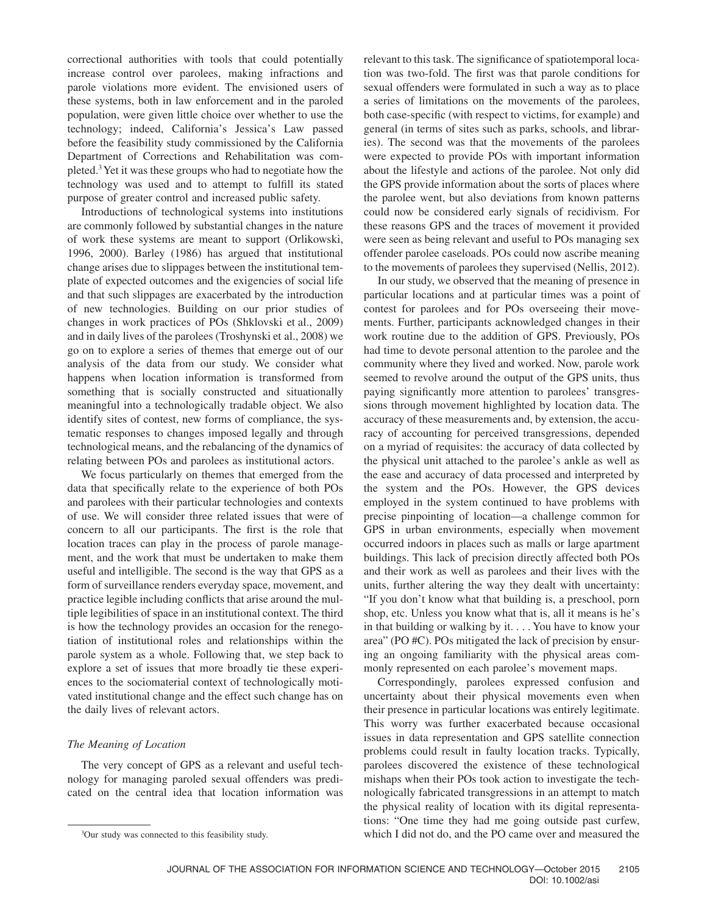correctional authorities with tools that could potentially increase control over parolees, making infractions and parole violations more evident. The envisioned users of these systems, both in law enforcement and in the paroled population, were given little choice over whether to use the technology; indeed, California's Jessica's Law passed before the feasibility study commissioned by the California Department of Corrections and Rehabilitation was completed.[3] Yet it was these groups who had to negotiate how the technology was used and to attempt to fulfill its stated purpose of greater control and increased public safety.

Introductions of technological systems into institutions are commonly followed by substantial changes in the nature of work these systems are meant to support (Orlikowski, 1996, 2000). Barley (1986) has argued that institutional change arises due to slippages between the institutional template of expected outcomes and the exigencies of social life and that such slippages are exacerbated by the introduction of new technologies. Building on our prior studies of changes in work practices of POs (Shklovski et al., 2009) and in daily lives of the parolees (Troshynski et al., 2008) we go on to explore a series of themes that emerge out of our analysis of the data from our study. We consider what happens when location information is transformed from something that is socially constructed and situationally meaningful into a technologically tradable object. We also identify sites of contest, new forms of compliance, the systematic responses to changes imposed legally and through technological means, and the rebalancing of the dynamics of relating between POs and parolees as institutional actors.

We focus particularly on themes that emerged from the data that specifically relate to the experience of both POs and parolees with their particular technologies and contexts of use. We will consider three related issues that were of concern to all our participants. The first is the role that location traces can play in the process of parole management, and the work that must be undertaken to make them useful and intelligible. The second is the way that GPS as a form of surveillance renders everyday space, movement, and practice legible including conflicts that arise around the multiple legibilities of space in an institutional context. The third is how the technology provides an occasion for the renegotiation of institutional roles and relationships within the parole system as a whole. Following that, we step back to explore a set of issues that more broadly tie these experiences to the sociomaterial context of technologically motivated institutional change and the effect such change has on the daily lives of relevant actors.

### *The Meaning of Location*

The very concept of GPS as a relevant and useful technology for managing paroled sexual offenders was predicated on the central idea that location information was relevant to this task. The significance of spatiotemporal location was two-fold. The first was that parole conditions for sexual offenders were formulated in such a way as to place a series of limitations on the movements of the parolees, both case-specific (with respect to victims, for example) and general (in terms of sites such as parks, schools, and libraries). The second was that the movements of the parolees were expected to provide POs with important information about the lifestyle and actions of the parolee. Not only did the GPS provide information about the sorts of places where the parolee went, but also deviations from known patterns could now be considered early signals of recidivism. For these reasons GPS and the traces of movement it provided were seen as being relevant and useful to POs managing sex offender parolee caseloads. POs could now ascribe meaning to the movements of parolees they supervised (Nellis, 2012).

In our study, we observed that the meaning of presence in particular locations and at particular times was a point of contest for parolees and for POs overseeing their movements. Further, participants acknowledged changes in their work routine due to the addition of GPS. Previously, POs had time to devote personal attention to the parolee and the community where they lived and worked. Now, parole work seemed to revolve around the output of the GPS units, thus paying significantly more attention to parolees' transgressions through movement highlighted by location data. The accuracy of these measurements and, by extension, the accuracy of accounting for perceived transgressions, depended on a myriad of requisites: the accuracy of data collected by the physical unit attached to the parolee's ankle as well as the ease and accuracy of data processed and interpreted by the system and the POs. However, the GPS devices employed in the system continued to have problems with precise pinpointing of location—a challenge common for GPS in urban environments, especially when movement occurred indoors in places such as malls or large apartment buildings. This lack of precision directly affected both POs and their work as well as parolees and their lives with the units, further altering the way they dealt with uncertainty: "If you don't know what that building is, a preschool, porn shop, etc. Unless you know what that is, all it means is he's in that building or walking by it. . . . You have to know your area" (PO #C). POs mitigated the lack of precision by ensuring an ongoing familiarity with the physical areas commonly represented on each parolee's movement maps.

Correspondingly, parolees expressed confusion and uncertainty about their physical movements even when their presence in particular locations was entirely legitimate. This worry was further exacerbated because occasional issues in data representation and GPS satellite connection problems could result in faulty location tracks. Typically, parolees discovered the existence of these technological mishaps when their POs took action to investigate the technologically fabricated transgressions in an attempt to match the physical reality of location with its digital representations: "One time they had me going outside past curfew, which I did not do, and the PO came over and measured the

[3]Our study was connected to this feasibility study.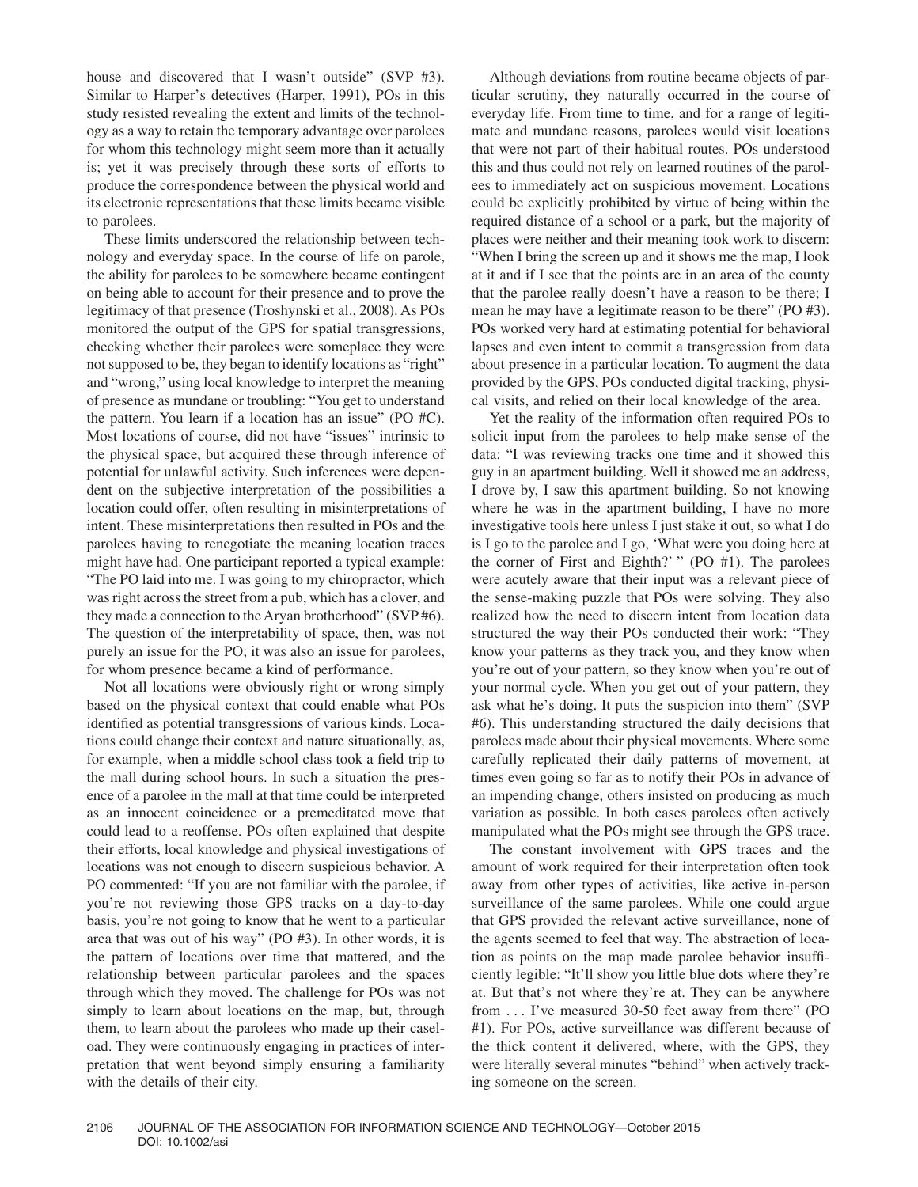house and discovered that I wasn't outside" (SVP #3). Similar to Harper's detectives (Harper, 1991), POs in this study resisted revealing the extent and limits of the technology as a way to retain the temporary advantage over parolees for whom this technology might seem more than it actually is; yet it was precisely through these sorts of efforts to produce the correspondence between the physical world and its electronic representations that these limits became visible to parolees.

These limits underscored the relationship between technology and everyday space. In the course of life on parole, the ability for parolees to be somewhere became contingent on being able to account for their presence and to prove the legitimacy of that presence (Troshynski et al., 2008). As POs monitored the output of the GPS for spatial transgressions, checking whether their parolees were someplace they were not supposed to be, they began to identify locations as "right" and "wrong," using local knowledge to interpret the meaning of presence as mundane or troubling: "You get to understand the pattern. You learn if a location has an issue" (PO #C). Most locations of course, did not have "issues" intrinsic to the physical space, but acquired these through inference of potential for unlawful activity. Such inferences were dependent on the subjective interpretation of the possibilities a location could offer, often resulting in misinterpretations of intent. These misinterpretations then resulted in POs and the parolees having to renegotiate the meaning location traces might have had. One participant reported a typical example: "The PO laid into me. I was going to my chiropractor, which was right across the street from a pub, which has a clover, and they made a connection to the Aryan brotherhood" (SVP #6). The question of the interpretability of space, then, was not purely an issue for the PO; it was also an issue for parolees, for whom presence became a kind of performance.

Not all locations were obviously right or wrong simply based on the physical context that could enable what POs identified as potential transgressions of various kinds. Locations could change their context and nature situationally, as, for example, when a middle school class took a field trip to the mall during school hours. In such a situation the presence of a parolee in the mall at that time could be interpreted as an innocent coincidence or a premeditated move that could lead to a reoffense. POs often explained that despite their efforts, local knowledge and physical investigations of locations was not enough to discern suspicious behavior. A PO commented: "If you are not familiar with the parolee, if you're not reviewing those GPS tracks on a day-to-day basis, you're not going to know that he went to a particular area that was out of his way" (PO #3). In other words, it is the pattern of locations over time that mattered, and the relationship between particular parolees and the spaces through which they moved. The challenge for POs was not simply to learn about locations on the map, but, through them, to learn about the parolees who made up their caseload. They were continuously engaging in practices of interpretation that went beyond simply ensuring a familiarity with the details of their city.

Although deviations from routine became objects of particular scrutiny, they naturally occurred in the course of everyday life. From time to time, and for a range of legitimate and mundane reasons, parolees would visit locations that were not part of their habitual routes. POs understood this and thus could not rely on learned routines of the parolees to immediately act on suspicious movement. Locations could be explicitly prohibited by virtue of being within the required distance of a school or a park, but the majority of places were neither and their meaning took work to discern: "When I bring the screen up and it shows me the map, I look at it and if I see that the points are in an area of the county that the parolee really doesn't have a reason to be there; I mean he may have a legitimate reason to be there" (PO #3). POs worked very hard at estimating potential for behavioral lapses and even intent to commit a transgression from data about presence in a particular location. To augment the data provided by the GPS, POs conducted digital tracking, physical visits, and relied on their local knowledge of the area.

Yet the reality of the information often required POs to solicit input from the parolees to help make sense of the data: "I was reviewing tracks one time and it showed this guy in an apartment building. Well it showed me an address, I drove by, I saw this apartment building. So not knowing where he was in the apartment building, I have no more investigative tools here unless I just stake it out, so what I do is I go to the parolee and I go, 'What were you doing here at the corner of First and Eighth?' " (PO #1). The parolees were acutely aware that their input was a relevant piece of the sense-making puzzle that POs were solving. They also realized how the need to discern intent from location data structured the way their POs conducted their work: "They know your patterns as they track you, and they know when you're out of your pattern, so they know when you're out of your normal cycle. When you get out of your pattern, they ask what he's doing. It puts the suspicion into them" (SVP #6). This understanding structured the daily decisions that parolees made about their physical movements. Where some carefully replicated their daily patterns of movement, at times even going so far as to notify their POs in advance of an impending change, others insisted on producing as much variation as possible. In both cases parolees often actively manipulated what the POs might see through the GPS trace.

The constant involvement with GPS traces and the amount of work required for their interpretation often took away from other types of activities, like active in-person surveillance of the same parolees. While one could argue that GPS provided the relevant active surveillance, none of the agents seemed to feel that way. The abstraction of location as points on the map made parolee behavior insufficiently legible: "It'll show you little blue dots where they're at. But that's not where they're at. They can be anywhere from . . . I've measured 30-50 feet away from there" (PO #1). For POs, active surveillance was different because of the thick content it delivered, where, with the GPS, they were literally several minutes "behind" when actively tracking someone on the screen.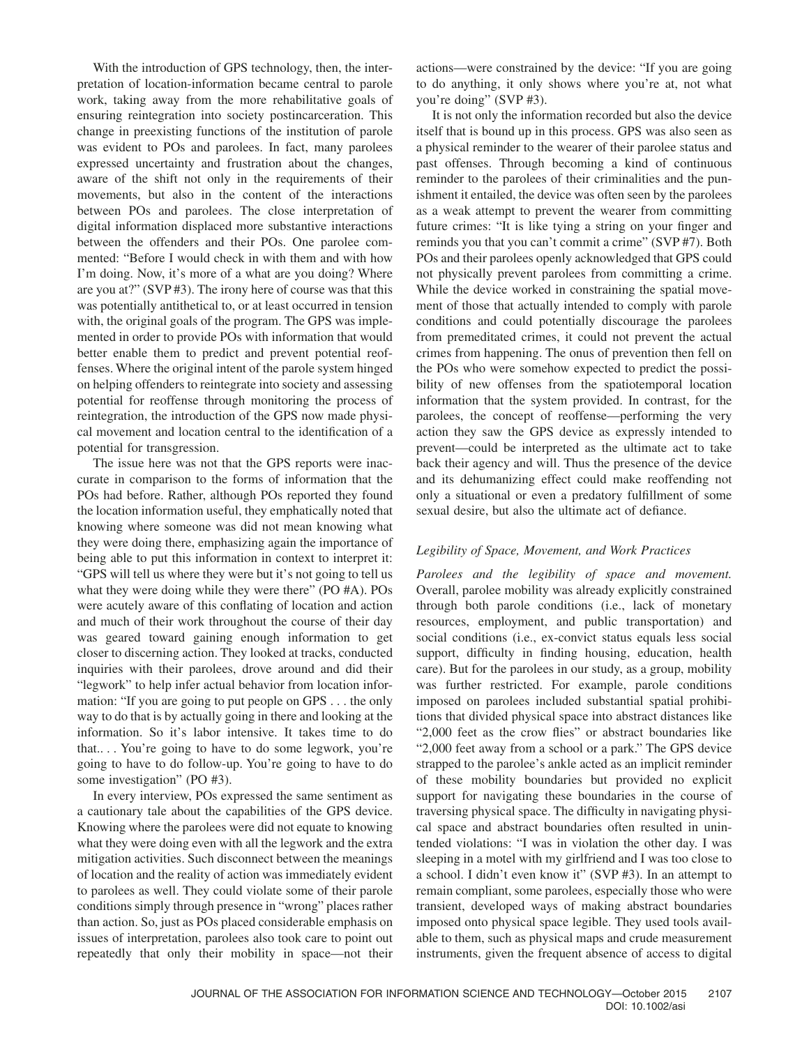With the introduction of GPS technology, then, the interpretation of location-information became central to parole work, taking away from the more rehabilitative goals of ensuring reintegration into society postincarceration. This change in preexisting functions of the institution of parole was evident to POs and parolees. In fact, many parolees expressed uncertainty and frustration about the changes, aware of the shift not only in the requirements of their movements, but also in the content of the interactions between POs and parolees. The close interpretation of digital information displaced more substantive interactions between the offenders and their POs. One parolee commented: "Before I would check in with them and with how I'm doing. Now, it's more of a what are you doing? Where are you at?" (SVP #3). The irony here of course was that this was potentially antithetical to, or at least occurred in tension with, the original goals of the program. The GPS was implemented in order to provide POs with information that would better enable them to predict and prevent potential reoffenses. Where the original intent of the parole system hinged on helping offenders to reintegrate into society and assessing potential for reoffense through monitoring the process of reintegration, the introduction of the GPS now made physical movement and location central to the identification of a potential for transgression.

The issue here was not that the GPS reports were inaccurate in comparison to the forms of information that the POs had before. Rather, although POs reported they found the location information useful, they emphatically noted that knowing where someone was did not mean knowing what they were doing there, emphasizing again the importance of being able to put this information in context to interpret it: "GPS will tell us where they were but it's not going to tell us what they were doing while they were there" (PO #A). POs were acutely aware of this conflating of location and action and much of their work throughout the course of their day was geared toward gaining enough information to get closer to discerning action. They looked at tracks, conducted inquiries with their parolees, drove around and did their "legwork" to help infer actual behavior from location information: "If you are going to put people on GPS . . . the only way to do that is by actually going in there and looking at the information. So it's labor intensive. It takes time to do that.. . . You're going to have to do some legwork, you're going to have to do follow-up. You're going to have to do some investigation" (PO #3).

In every interview, POs expressed the same sentiment as a cautionary tale about the capabilities of the GPS device. Knowing where the parolees were did not equate to knowing what they were doing even with all the legwork and the extra mitigation activities. Such disconnect between the meanings of location and the reality of action was immediately evident to parolees as well. They could violate some of their parole conditions simply through presence in "wrong" places rather than action. So, just as POs placed considerable emphasis on issues of interpretation, parolees also took care to point out repeatedly that only their mobility in space—not their actions—were constrained by the device: "If you are going to do anything, it only shows where you're at, not what you're doing" (SVP #3).

It is not only the information recorded but also the device itself that is bound up in this process. GPS was also seen as a physical reminder to the wearer of their parolee status and past offenses. Through becoming a kind of continuous reminder to the parolees of their criminalities and the punishment it entailed, the device was often seen by the parolees as a weak attempt to prevent the wearer from committing future crimes: "It is like tying a string on your finger and reminds you that you can't commit a crime" (SVP #7). Both POs and their parolees openly acknowledged that GPS could not physically prevent parolees from committing a crime. While the device worked in constraining the spatial movement of those that actually intended to comply with parole conditions and could potentially discourage the parolees from premeditated crimes, it could not prevent the actual crimes from happening. The onus of prevention then fell on the POs who were somehow expected to predict the possibility of new offenses from the spatiotemporal location information that the system provided. In contrast, for the parolees, the concept of reoffense—performing the very action they saw the GPS device as expressly intended to prevent—could be interpreted as the ultimate act to take back their agency and will. Thus the presence of the device and its dehumanizing effect could make reoffending not only a situational or even a predatory fulfillment of some sexual desire, but also the ultimate act of defiance.

### *Legibility of Space, Movement, and Work Practices*

*Parolees and the legibility of space and movement.* Overall, parolee mobility was already explicitly constrained through both parole conditions (i.e., lack of monetary resources, employment, and public transportation) and social conditions (i.e., ex-convict status equals less social support, difficulty in finding housing, education, health care). But for the parolees in our study, as a group, mobility was further restricted. For example, parole conditions imposed on parolees included substantial spatial prohibitions that divided physical space into abstract distances like "2,000 feet as the crow flies" or abstract boundaries like "2,000 feet away from a school or a park." The GPS device strapped to the parolee's ankle acted as an implicit reminder of these mobility boundaries but provided no explicit support for navigating these boundaries in the course of traversing physical space. The difficulty in navigating physical space and abstract boundaries often resulted in unintended violations: "I was in violation the other day. I was sleeping in a motel with my girlfriend and I was too close to a school. I didn't even know it" (SVP #3). In an attempt to remain compliant, some parolees, especially those who were transient, developed ways of making abstract boundaries imposed onto physical space legible. They used tools available to them, such as physical maps and crude measurement instruments, given the frequent absence of access to digital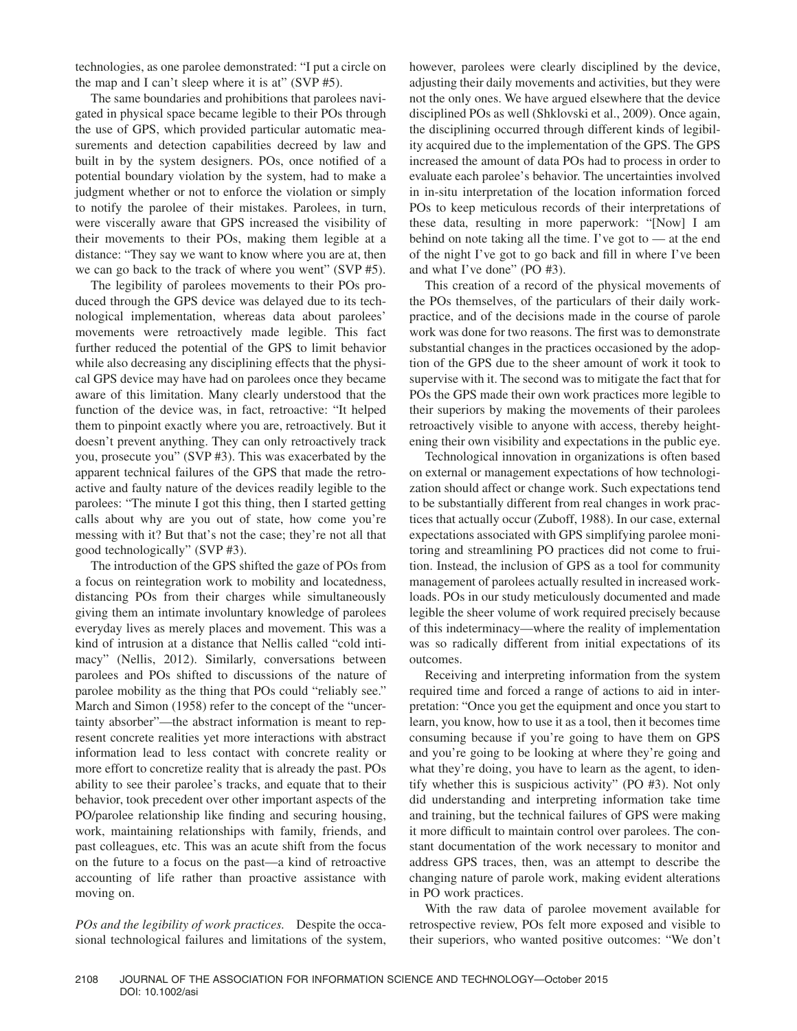technologies, as one parolee demonstrated: "I put a circle on the map and I can't sleep where it is at" (SVP #5).

The same boundaries and prohibitions that parolees navigated in physical space became legible to their POs through the use of GPS, which provided particular automatic measurements and detection capabilities decreed by law and built in by the system designers. POs, once notified of a potential boundary violation by the system, had to make a judgment whether or not to enforce the violation or simply to notify the parolee of their mistakes. Parolees, in turn, were viscerally aware that GPS increased the visibility of their movements to their POs, making them legible at a distance: "They say we want to know where you are at, then we can go back to the track of where you went" (SVP #5).

The legibility of parolees movements to their POs produced through the GPS device was delayed due to its technological implementation, whereas data about parolees' movements were retroactively made legible. This fact further reduced the potential of the GPS to limit behavior while also decreasing any disciplining effects that the physical GPS device may have had on parolees once they became aware of this limitation. Many clearly understood that the function of the device was, in fact, retroactive: "It helped them to pinpoint exactly where you are, retroactively. But it doesn't prevent anything. They can only retroactively track you, prosecute you" (SVP #3). This was exacerbated by the apparent technical failures of the GPS that made the retroactive and faulty nature of the devices readily legible to the parolees: "The minute I got this thing, then I started getting calls about why are you out of state, how come you're messing with it? But that's not the case; they're not all that good technologically" (SVP #3).

The introduction of the GPS shifted the gaze of POs from a focus on reintegration work to mobility and locatedness, distancing POs from their charges while simultaneously giving them an intimate involuntary knowledge of parolees everyday lives as merely places and movement. This was a kind of intrusion at a distance that Nellis called "cold intimacy" (Nellis, 2012). Similarly, conversations between parolees and POs shifted to discussions of the nature of parolee mobility as the thing that POs could "reliably see." March and Simon (1958) refer to the concept of the "uncertainty absorber"—the abstract information is meant to represent concrete realities yet more interactions with abstract information lead to less contact with concrete reality or more effort to concretize reality that is already the past. POs ability to see their parolee's tracks, and equate that to their behavior, took precedent over other important aspects of the PO/parolee relationship like finding and securing housing, work, maintaining relationships with family, friends, and past colleagues, etc. This was an acute shift from the focus on the future to a focus on the past—a kind of retroactive accounting of life rather than proactive assistance with moving on.

*POs and the legibility of work practices.* Despite the occasional technological failures and limitations of the system, however, parolees were clearly disciplined by the device, adjusting their daily movements and activities, but they were not the only ones. We have argued elsewhere that the device disciplined POs as well (Shklovski et al., 2009). Once again, the disciplining occurred through different kinds of legibility acquired due to the implementation of the GPS. The GPS increased the amount of data POs had to process in order to evaluate each parolee's behavior. The uncertainties involved in in-situ interpretation of the location information forced POs to keep meticulous records of their interpretations of these data, resulting in more paperwork: "[Now] I am behind on note taking all the time. I've got to — at the end of the night I've got to go back and fill in where I've been and what I've done" (PO #3).

This creation of a record of the physical movements of the POs themselves, of the particulars of their daily work-practice, and of the decisions made in the course of parole work was done for two reasons. The first was to demonstrate substantial changes in the practices occasioned by the adoption of the GPS due to the sheer amount of work it took to supervise with it. The second was to mitigate the fact that for POs the GPS made their own work practices more legible to their superiors by making the movements of their parolees retroactively visible to anyone with access, thereby heightening their own visibility and expectations in the public eye.

Technological innovation in organizations is often based on external or management expectations of how technologization should affect or change work. Such expectations tend to be substantially different from real changes in work practices that actually occur (Zuboff, 1988). In our case, external expectations associated with GPS simplifying parolee monitoring and streamlining PO practices did not come to fruition. Instead, the inclusion of GPS as a tool for community management of parolees actually resulted in increased workloads. POs in our study meticulously documented and made legible the sheer volume of work required precisely because of this indeterminacy—where the reality of implementation was so radically different from initial expectations of its outcomes.

Receiving and interpreting information from the system required time and forced a range of actions to aid in interpretation: "Once you get the equipment and once you start to learn, you know, how to use it as a tool, then it becomes time consuming because if you're going to have them on GPS and you're going to be looking at where they're going and what they're doing, you have to learn as the agent, to identify whether this is suspicious activity" (PO #3). Not only did understanding and interpreting information take time and training, but the technical failures of GPS were making it more difficult to maintain control over parolees. The constant documentation of the work necessary to monitor and address GPS traces, then, was an attempt to describe the changing nature of parole work, making evident alterations in PO work practices.

With the raw data of parolee movement available for retrospective review, POs felt more exposed and visible to their superiors, who wanted positive outcomes: "We don't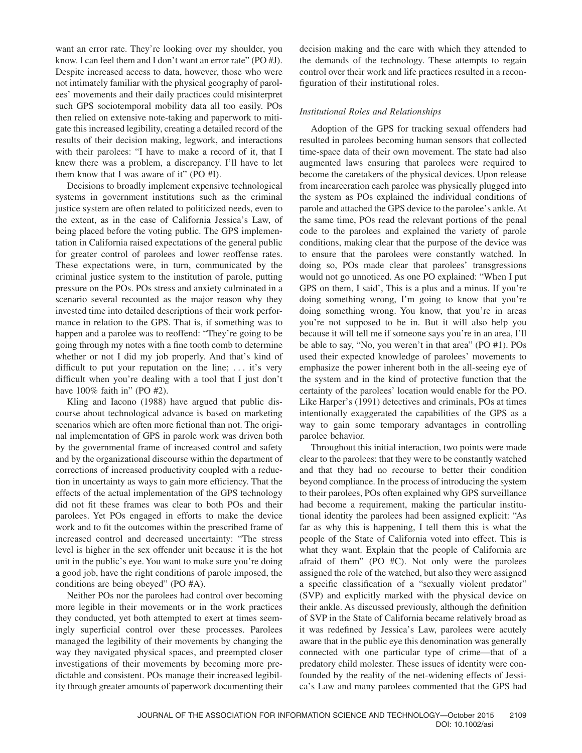want an error rate. They're looking over my shoulder, you know. I can feel them and I don't want an error rate" (PO #J). Despite increased access to data, however, those who were not intimately familiar with the physical geography of parolees' movements and their daily practices could misinterpret such GPS sociotemporal mobility data all too easily. POs then relied on extensive note-taking and paperwork to mitigate this increased legibility, creating a detailed record of the results of their decision making, legwork, and interactions with their parolees: "I have to make a record of it, that I knew there was a problem, a discrepancy. I'll have to let them know that I was aware of it" (PO #I).

Decisions to broadly implement expensive technological systems in government institutions such as the criminal justice system are often related to politicized needs, even to the extent, as in the case of California Jessica's Law, of being placed before the voting public. The GPS implementation in California raised expectations of the general public for greater control of parolees and lower reoffense rates. These expectations were, in turn, communicated by the criminal justice system to the institution of parole, putting pressure on the POs. POs stress and anxiety culminated in a scenario several recounted as the major reason why they invested time into detailed descriptions of their work performance in relation to the GPS. That is, if something was to happen and a parolee was to reoffend: "They're going to be going through my notes with a fine tooth comb to determine whether or not I did my job properly. And that's kind of difficult to put your reputation on the line; . . . it's very difficult when you're dealing with a tool that I just don't have 100% faith in" (PO #2).

Kling and Iacono (1988) have argued that public discourse about technological advance is based on marketing scenarios which are often more fictional than not. The original implementation of GPS in parole work was driven both by the governmental frame of increased control and safety and by the organizational discourse within the department of corrections of increased productivity coupled with a reduction in uncertainty as ways to gain more efficiency. That the effects of the actual implementation of the GPS technology did not fit these frames was clear to both POs and their parolees. Yet POs engaged in efforts to make the device work and to fit the outcomes within the prescribed frame of increased control and decreased uncertainty: "The stress level is higher in the sex offender unit because it is the hot unit in the public's eye. You want to make sure you're doing a good job, have the right conditions of parole imposed, the conditions are being obeyed" (PO #A).

Neither POs nor the parolees had control over becoming more legible in their movements or in the work practices they conducted, yet both attempted to exert at times seemingly superficial control over these processes. Parolees managed the legibility of their movements by changing the way they navigated physical spaces, and preempted closer investigations of their movements by becoming more predictable and consistent. POs manage their increased legibility through greater amounts of paperwork documenting their decision making and the care with which they attended to the demands of the technology. These attempts to regain control over their work and life practices resulted in a reconfiguration of their institutional roles.

### *Institutional Roles and Relationships*

Adoption of the GPS for tracking sexual offenders had resulted in parolees becoming human sensors that collected time-space data of their own movement. The state had also augmented laws ensuring that parolees were required to become the caretakers of the physical devices. Upon release from incarceration each parolee was physically plugged into the system as POs explained the individual conditions of parole and attached the GPS device to the parolee's ankle. At the same time, POs read the relevant portions of the penal code to the parolees and explained the variety of parole conditions, making clear that the purpose of the device was to ensure that the parolees were constantly watched. In doing so, POs made clear that parolees' transgressions would not go unnoticed. As one PO explained: "When I put GPS on them, I said', This is a plus and a minus. If you're doing something wrong, I'm going to know that you're doing something wrong. You know, that you're in areas you're not supposed to be in. But it will also help you because it will tell me if someone says you're in an area, I'll be able to say, "No, you weren't in that area" (PO #1). POs used their expected knowledge of parolees' movements to emphasize the power inherent both in the all-seeing eye of the system and in the kind of protective function that the certainty of the parolees' location would enable for the PO. Like Harper's (1991) detectives and criminals, POs at times intentionally exaggerated the capabilities of the GPS as a way to gain some temporary advantages in controlling parolee behavior.

Throughout this initial interaction, two points were made clear to the parolees: that they were to be constantly watched and that they had no recourse to better their condition beyond compliance. In the process of introducing the system to their parolees, POs often explained why GPS surveillance had become a requirement, making the particular institutional identity the parolees had been assigned explicit: "As far as why this is happening, I tell them this is what the people of the State of California voted into effect. This is what they want. Explain that the people of California are afraid of them" (PO #C). Not only were the parolees assigned the role of the watched, but also they were assigned a specific classification of a "sexually violent predator" (SVP) and explicitly marked with the physical device on their ankle. As discussed previously, although the definition of SVP in the State of California became relatively broad as it was redefined by Jessica's Law, parolees were acutely aware that in the public eye this denomination was generally connected with one particular type of crime—that of a predatory child molester. These issues of identity were confounded by the reality of the net-widening effects of Jessica's Law and many parolees commented that the GPS had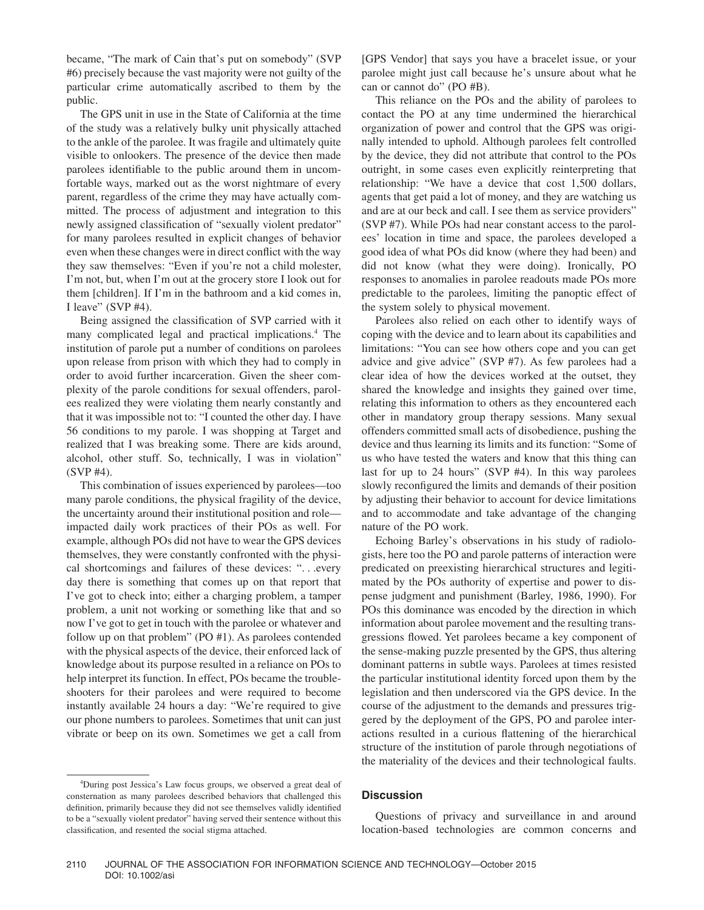became, "The mark of Cain that's put on somebody" (SVP #6) precisely because the vast majority were not guilty of the particular crime automatically ascribed to them by the public.

The GPS unit in use in the State of California at the time of the study was a relatively bulky unit physically attached to the ankle of the parolee. It was fragile and ultimately quite visible to onlookers. The presence of the device then made parolees identifiable to the public around them in uncomfortable ways, marked out as the worst nightmare of every parent, regardless of the crime they may have actually committed. The process of adjustment and integration to this newly assigned classification of "sexually violent predator" for many parolees resulted in explicit changes of behavior even when these changes were in direct conflict with the way they saw themselves: "Even if you're not a child molester, I'm not, but, when I'm out at the grocery store I look out for them [children]. If I'm in the bathroom and a kid comes in, I leave" (SVP #4).

Being assigned the classification of SVP carried with it many complicated legal and practical implications.[4] The institution of parole put a number of conditions on parolees upon release from prison with which they had to comply in order to avoid further incarceration. Given the sheer complexity of the parole conditions for sexual offenders, parolees realized they were violating them nearly constantly and that it was impossible not to: "I counted the other day. I have 56 conditions to my parole. I was shopping at Target and realized that I was breaking some. There are kids around, alcohol, other stuff. So, technically, I was in violation" (SVP #4).

This combination of issues experienced by parolees—too many parole conditions, the physical fragility of the device, the uncertainty around their institutional position and role—impacted daily work practices of their POs as well. For example, although POs did not have to wear the GPS devices themselves, they were constantly confronted with the physical shortcomings and failures of these devices: ". . .every day there is something that comes up on that report that I've got to check into; either a charging problem, a tamper problem, a unit not working or something like that and so now I've got to get in touch with the parolee or whatever and follow up on that problem" (PO #1). As parolees contended with the physical aspects of the device, their enforced lack of knowledge about its purpose resulted in a reliance on POs to help interpret its function. In effect, POs became the troubleshooters for their parolees and were required to become instantly available 24 hours a day: "We're required to give our phone numbers to parolees. Sometimes that unit can just vibrate or beep on its own. Sometimes we get a call from [GPS Vendor] that says you have a bracelet issue, or your parolee might just call because he's unsure about what he can or cannot do" (PO #B).

This reliance on the POs and the ability of parolees to contact the PO at any time undermined the hierarchical organization of power and control that the GPS was originally intended to uphold. Although parolees felt controlled by the device, they did not attribute that control to the POs outright, in some cases even explicitly reinterpreting that relationship: "We have a device that cost 1,500 dollars, agents that get paid a lot of money, and they are watching us and are at our beck and call. I see them as service providers" (SVP #7). While POs had near constant access to the parolees' location in time and space, the parolees developed a good idea of what POs did know (where they had been) and did not know (what they were doing). Ironically, PO responses to anomalies in parolee readouts made POs more predictable to the parolees, limiting the panoptic effect of the system solely to physical movement.

Parolees also relied on each other to identify ways of coping with the device and to learn about its capabilities and limitations: "You can see how others cope and you can get advice and give advice" (SVP #7). As few parolees had a clear idea of how the devices worked at the outset, they shared the knowledge and insights they gained over time, relating this information to others as they encountered each other in mandatory group therapy sessions. Many sexual offenders committed small acts of disobedience, pushing the device and thus learning its limits and its function: "Some of us who have tested the waters and know that this thing can last for up to 24 hours" (SVP #4). In this way parolees slowly reconfigured the limits and demands of their position by adjusting their behavior to account for device limitations and to accommodate and take advantage of the changing nature of the PO work.

Echoing Barley's observations in his study of radiologists, here too the PO and parole patterns of interaction were predicated on preexisting hierarchical structures and legitimated by the POs authority of expertise and power to dispense judgment and punishment (Barley, 1986, 1990). For POs this dominance was encoded by the direction in which information about parolee movement and the resulting transgressions flowed. Yet parolees became a key component of the sense-making puzzle presented by the GPS, thus altering dominant patterns in subtle ways. Parolees at times resisted the particular institutional identity forced upon them by the legislation and then underscored via the GPS device. In the course of the adjustment to the demands and pressures triggered by the deployment of the GPS, PO and parolee interactions resulted in a curious flattening of the hierarchical structure of the institution of parole through negotiations of the materiality of the devices and their technological faults.

## Discussion

Questions of privacy and surveillance in and around location-based technologies are common concerns and

[4]During post Jessica's Law focus groups, we observed a great deal of consternation as many parolees described behaviors that challenged this definition, primarily because they did not see themselves validly identified to be a "sexually violent predator" having served their sentence without this classification, and resented the social stigma attached.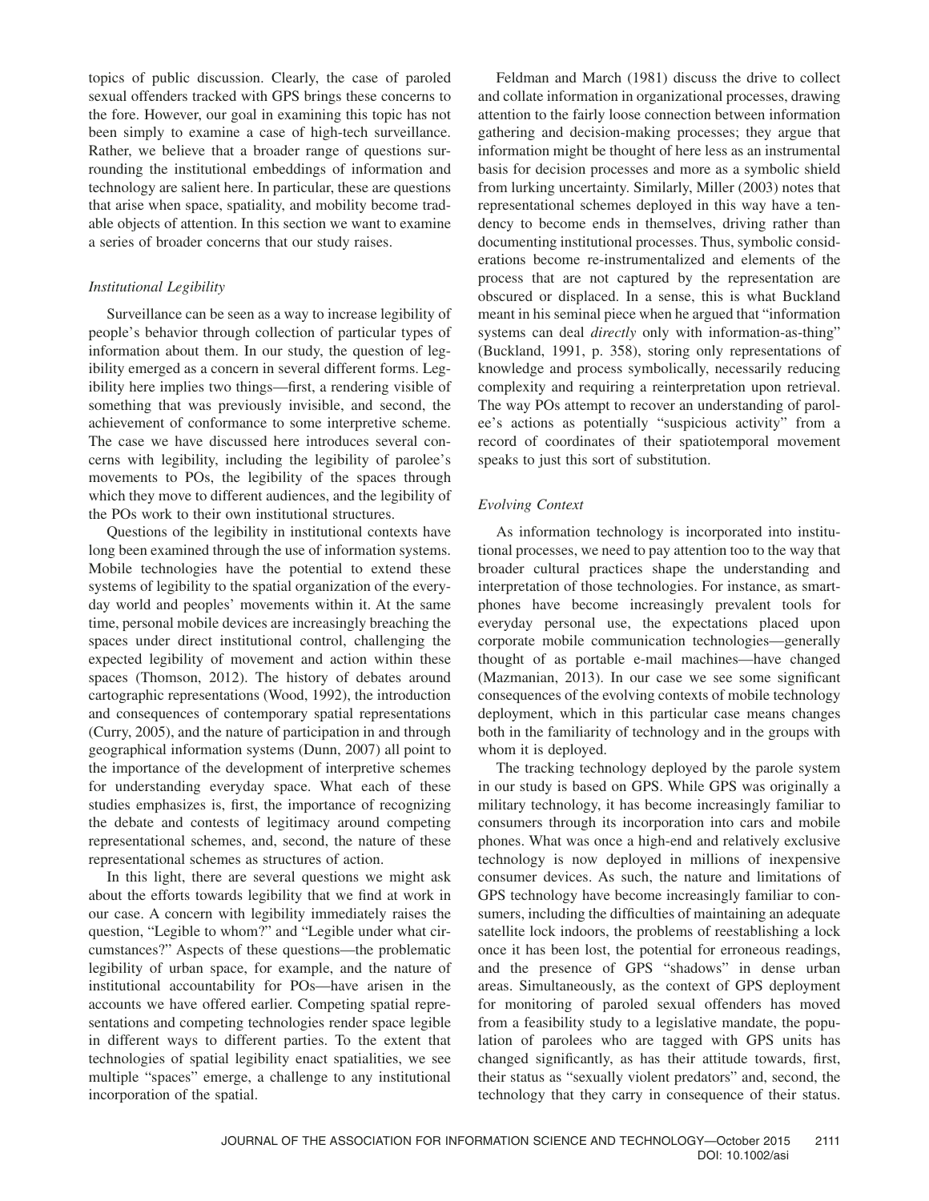topics of public discussion. Clearly, the case of paroled sexual offenders tracked with GPS brings these concerns to the fore. However, our goal in examining this topic has not been simply to examine a case of high-tech surveillance. Rather, we believe that a broader range of questions surrounding the institutional embeddings of information and technology are salient here. In particular, these are questions that arise when space, spatiality, and mobility become tradable objects of attention. In this section we want to examine a series of broader concerns that our study raises.

### *Institutional Legibility*

Surveillance can be seen as a way to increase legibility of people's behavior through collection of particular types of information about them. In our study, the question of legibility emerged as a concern in several different forms. Legibility here implies two things—first, a rendering visible of something that was previously invisible, and second, the achievement of conformance to some interpretive scheme. The case we have discussed here introduces several concerns with legibility, including the legibility of parolee's movements to POs, the legibility of the spaces through which they move to different audiences, and the legibility of the POs work to their own institutional structures.

Questions of the legibility in institutional contexts have long been examined through the use of information systems. Mobile technologies have the potential to extend these systems of legibility to the spatial organization of the everyday world and peoples' movements within it. At the same time, personal mobile devices are increasingly breaching the spaces under direct institutional control, challenging the expected legibility of movement and action within these spaces (Thomson, 2012). The history of debates around cartographic representations (Wood, 1992), the introduction and consequences of contemporary spatial representations (Curry, 2005), and the nature of participation in and through geographical information systems (Dunn, 2007) all point to the importance of the development of interpretive schemes for understanding everyday space. What each of these studies emphasizes is, first, the importance of recognizing the debate and contests of legitimacy around competing representational schemes, and, second, the nature of these representational schemes as structures of action.

In this light, there are several questions we might ask about the efforts towards legibility that we find at work in our case. A concern with legibility immediately raises the question, "Legible to whom?" and "Legible under what circumstances?" Aspects of these questions—the problematic legibility of urban space, for example, and the nature of institutional accountability for POs—have arisen in the accounts we have offered earlier. Competing spatial representations and competing technologies render space legible in different ways to different parties. To the extent that technologies of spatial legibility enact spatialities, we see multiple "spaces" emerge, a challenge to any institutional incorporation of the spatial.

Feldman and March (1981) discuss the drive to collect and collate information in organizational processes, drawing attention to the fairly loose connection between information gathering and decision-making processes; they argue that information might be thought of here less as an instrumental basis for decision processes and more as a symbolic shield from lurking uncertainty. Similarly, Miller (2003) notes that representational schemes deployed in this way have a tendency to become ends in themselves, driving rather than documenting institutional processes. Thus, symbolic considerations become re-instrumentalized and elements of the process that are not captured by the representation are obscured or displaced. In a sense, this is what Buckland meant in his seminal piece when he argued that "information systems can deal *directly* only with information-as-thing" (Buckland, 1991, p. 358), storing only representations of knowledge and process symbolically, necessarily reducing complexity and requiring a reinterpretation upon retrieval. The way POs attempt to recover an understanding of parolee's actions as potentially "suspicious activity" from a record of coordinates of their spatiotemporal movement speaks to just this sort of substitution.

### *Evolving Context*

As information technology is incorporated into institutional processes, we need to pay attention too to the way that broader cultural practices shape the understanding and interpretation of those technologies. For instance, as smartphones have become increasingly prevalent tools for everyday personal use, the expectations placed upon corporate mobile communication technologies—generally thought of as portable e-mail machines—have changed (Mazmanian, 2013). In our case we see some significant consequences of the evolving contexts of mobile technology deployment, which in this particular case means changes both in the familiarity of technology and in the groups with whom it is deployed.

The tracking technology deployed by the parole system in our study is based on GPS. While GPS was originally a military technology, it has become increasingly familiar to consumers through its incorporation into cars and mobile phones. What was once a high-end and relatively exclusive technology is now deployed in millions of inexpensive consumer devices. As such, the nature and limitations of GPS technology have become increasingly familiar to consumers, including the difficulties of maintaining an adequate satellite lock indoors, the problems of reestablishing a lock once it has been lost, the potential for erroneous readings, and the presence of GPS "shadows" in dense urban areas. Simultaneously, as the context of GPS deployment for monitoring of paroled sexual offenders has moved from a feasibility study to a legislative mandate, the population of parolees who are tagged with GPS units has changed significantly, as has their attitude towards, first, their status as "sexually violent predators" and, second, the technology that they carry in consequence of their status.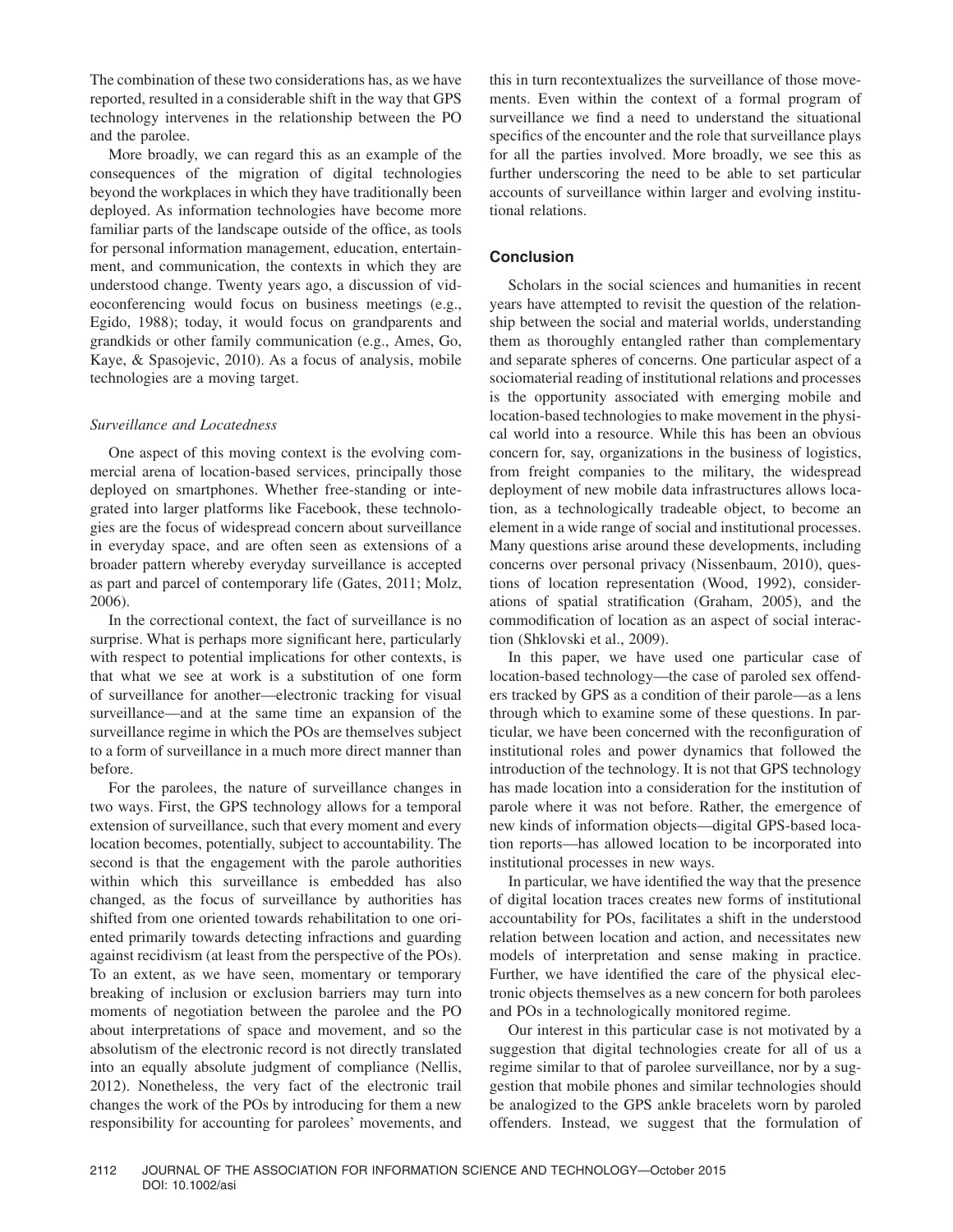The combination of these two considerations has, as we have reported, resulted in a considerable shift in the way that GPS technology intervenes in the relationship between the PO and the parolee.

More broadly, we can regard this as an example of the consequences of the migration of digital technologies beyond the workplaces in which they have traditionally been deployed. As information technologies have become more familiar parts of the landscape outside of the office, as tools for personal information management, education, entertainment, and communication, the contexts in which they are understood change. Twenty years ago, a discussion of videoconferencing would focus on business meetings (e.g., Egido, 1988); today, it would focus on grandparents and grandkids or other family communication (e.g., Ames, Go, Kaye, & Spasojevic, 2010). As a focus of analysis, mobile technologies are a moving target.

### *Surveillance and Locatedness*

One aspect of this moving context is the evolving commercial arena of location-based services, principally those deployed on smartphones. Whether free-standing or integrated into larger platforms like Facebook, these technologies are the focus of widespread concern about surveillance in everyday space, and are often seen as extensions of a broader pattern whereby everyday surveillance is accepted as part and parcel of contemporary life (Gates, 2011; Molz, 2006).

In the correctional context, the fact of surveillance is no surprise. What is perhaps more significant here, particularly with respect to potential implications for other contexts, is that what we see at work is a substitution of one form of surveillance for another—electronic tracking for visual surveillance—and at the same time an expansion of the surveillance regime in which the POs are themselves subject to a form of surveillance in a much more direct manner than before.

For the parolees, the nature of surveillance changes in two ways. First, the GPS technology allows for a temporal extension of surveillance, such that every moment and every location becomes, potentially, subject to accountability. The second is that the engagement with the parole authorities within which this surveillance is embedded has also changed, as the focus of surveillance by authorities has shifted from one oriented towards rehabilitation to one oriented primarily towards detecting infractions and guarding against recidivism (at least from the perspective of the POs). To an extent, as we have seen, momentary or temporary breaking of inclusion or exclusion barriers may turn into moments of negotiation between the parolee and the PO about interpretations of space and movement, and so the absolutism of the electronic record is not directly translated into an equally absolute judgment of compliance (Nellis, 2012). Nonetheless, the very fact of the electronic trail changes the work of the POs by introducing for them a new responsibility for accounting for parolees' movements, and this in turn recontextualizes the surveillance of those movements. Even within the context of a formal program of surveillance we find a need to understand the situational specifics of the encounter and the role that surveillance plays for all the parties involved. More broadly, we see this as further underscoring the need to be able to set particular accounts of surveillance within larger and evolving institutional relations.

## Conclusion

Scholars in the social sciences and humanities in recent years have attempted to revisit the question of the relationship between the social and material worlds, understanding them as thoroughly entangled rather than complementary and separate spheres of concerns. One particular aspect of a sociomaterial reading of institutional relations and processes is the opportunity associated with emerging mobile and location-based technologies to make movement in the physical world into a resource. While this has been an obvious concern for, say, organizations in the business of logistics, from freight companies to the military, the widespread deployment of new mobile data infrastructures allows location, as a technologically tradeable object, to become an element in a wide range of social and institutional processes. Many questions arise around these developments, including concerns over personal privacy (Nissenbaum, 2010), questions of location representation (Wood, 1992), considerations of spatial stratification (Graham, 2005), and the commodification of location as an aspect of social interaction (Shklovski et al., 2009).

In this paper, we have used one particular case of location-based technology—the case of paroled sex offenders tracked by GPS as a condition of their parole—as a lens through which to examine some of these questions. In particular, we have been concerned with the reconfiguration of institutional roles and power dynamics that followed the introduction of the technology. It is not that GPS technology has made location into a consideration for the institution of parole where it was not before. Rather, the emergence of new kinds of information objects—digital GPS-based location reports—has allowed location to be incorporated into institutional processes in new ways.

In particular, we have identified the way that the presence of digital location traces creates new forms of institutional accountability for POs, facilitates a shift in the understood relation between location and action, and necessitates new models of interpretation and sense making in practice. Further, we have identified the care of the physical electronic objects themselves as a new concern for both parolees and POs in a technologically monitored regime.

Our interest in this particular case is not motivated by a suggestion that digital technologies create for all of us a regime similar to that of parolee surveillance, nor by a suggestion that mobile phones and similar technologies should be analogized to the GPS ankle bracelets worn by paroled offenders. Instead, we suggest that the formulation of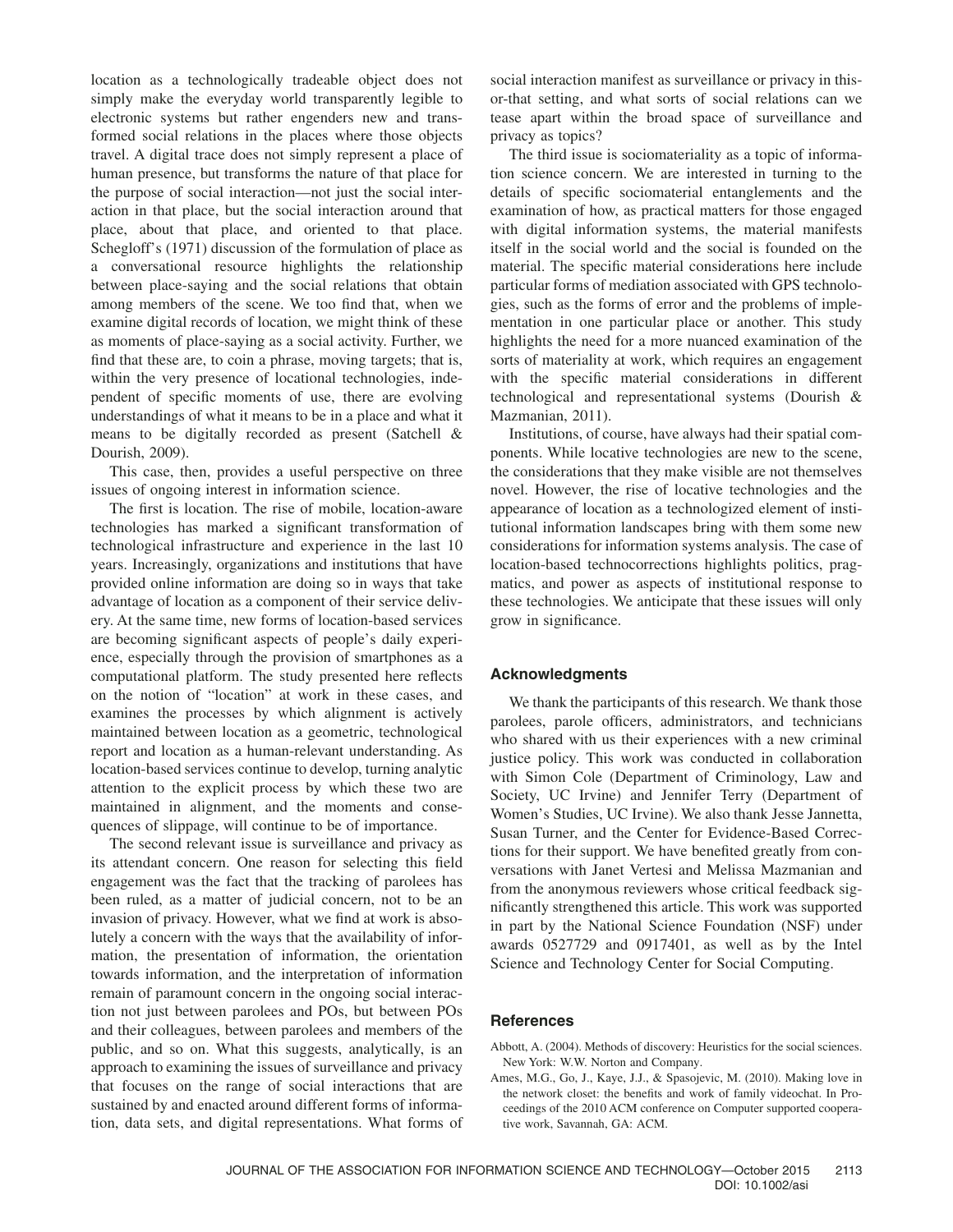location as a technologically tradeable object does not simply make the everyday world transparently legible to electronic systems but rather engenders new and transformed social relations in the places where those objects travel. A digital trace does not simply represent a place of human presence, but transforms the nature of that place for the purpose of social interaction—not just the social interaction in that place, but the social interaction around that place, about that place, and oriented to that place. Schegloff's (1971) discussion of the formulation of place as a conversational resource highlights the relationship between place-saying and the social relations that obtain among members of the scene. We too find that, when we examine digital records of location, we might think of these as moments of place-saying as a social activity. Further, we find that these are, to coin a phrase, moving targets; that is, within the very presence of locational technologies, independent of specific moments of use, there are evolving understandings of what it means to be in a place and what it means to be digitally recorded as present (Satchell & Dourish, 2009).

This case, then, provides a useful perspective on three issues of ongoing interest in information science.

The first is location. The rise of mobile, location-aware technologies has marked a significant transformation of technological infrastructure and experience in the last 10 years. Increasingly, organizations and institutions that have provided online information are doing so in ways that take advantage of location as a component of their service delivery. At the same time, new forms of location-based services are becoming significant aspects of people's daily experience, especially through the provision of smartphones as a computational platform. The study presented here reflects on the notion of "location" at work in these cases, and examines the processes by which alignment is actively maintained between location as a geometric, technological report and location as a human-relevant understanding. As location-based services continue to develop, turning analytic attention to the explicit process by which these two are maintained in alignment, and the moments and consequences of slippage, will continue to be of importance.

The second relevant issue is surveillance and privacy as its attendant concern. One reason for selecting this field engagement was the fact that the tracking of parolees has been ruled, as a matter of judicial concern, not to be an invasion of privacy. However, what we find at work is absolutely a concern with the ways that the availability of information, the presentation of information, the orientation towards information, and the interpretation of information remain of paramount concern in the ongoing social interaction not just between parolees and POs, but between POs and their colleagues, between parolees and members of the public, and so on. What this suggests, analytically, is an approach to examining the issues of surveillance and privacy that focuses on the range of social interactions that are sustained by and enacted around different forms of information, data sets, and digital representations. What forms of social interaction manifest as surveillance or privacy in this-or-that setting, and what sorts of social relations can we tease apart within the broad space of surveillance and privacy as topics?

The third issue is sociomateriality as a topic of information science concern. We are interested in turning to the details of specific sociomaterial entanglements and the examination of how, as practical matters for those engaged with digital information systems, the material manifests itself in the social world and the social is founded on the material. The specific material considerations here include particular forms of mediation associated with GPS technologies, such as the forms of error and the problems of implementation in one particular place or another. This study highlights the need for a more nuanced examination of the sorts of materiality at work, which requires an engagement with the specific material considerations in different technological and representational systems (Dourish & Mazmanian, 2011).

Institutions, of course, have always had their spatial components. While locative technologies are new to the scene, the considerations that they make visible are not themselves novel. However, the rise of locative technologies and the appearance of location as a technologized element of institutional information landscapes bring with them some new considerations for information systems analysis. The case of location-based technocorrections highlights politics, pragmatics, and power as aspects of institutional response to these technologies. We anticipate that these issues will only grow in significance.

## Acknowledgments

We thank the participants of this research. We thank those parolees, parole officers, administrators, and technicians who shared with us their experiences with a new criminal justice policy. This work was conducted in collaboration with Simon Cole (Department of Criminology, Law and Society, UC Irvine) and Jennifer Terry (Department of Women's Studies, UC Irvine). We also thank Jesse Jannetta, Susan Turner, and the Center for Evidence-Based Corrections for their support. We have benefited greatly from conversations with Janet Vertesi and Melissa Mazmanian and from the anonymous reviewers whose critical feedback significantly strengthened this article. This work was supported in part by the National Science Foundation (NSF) under awards 0527729 and 0917401, as well as by the Intel Science and Technology Center for Social Computing.

## References

Abbott, A. (2004). Methods of discovery: Heuristics for the social sciences. New York: W.W. Norton and Company.

Ames, M.G., Go, J., Kaye, J.J., & Spasojevic, M. (2010). Making love in the network closet: the benefits and work of family videochat. In Proceedings of the 2010 ACM conference on Computer supported cooperative work, Savannah, GA: ACM.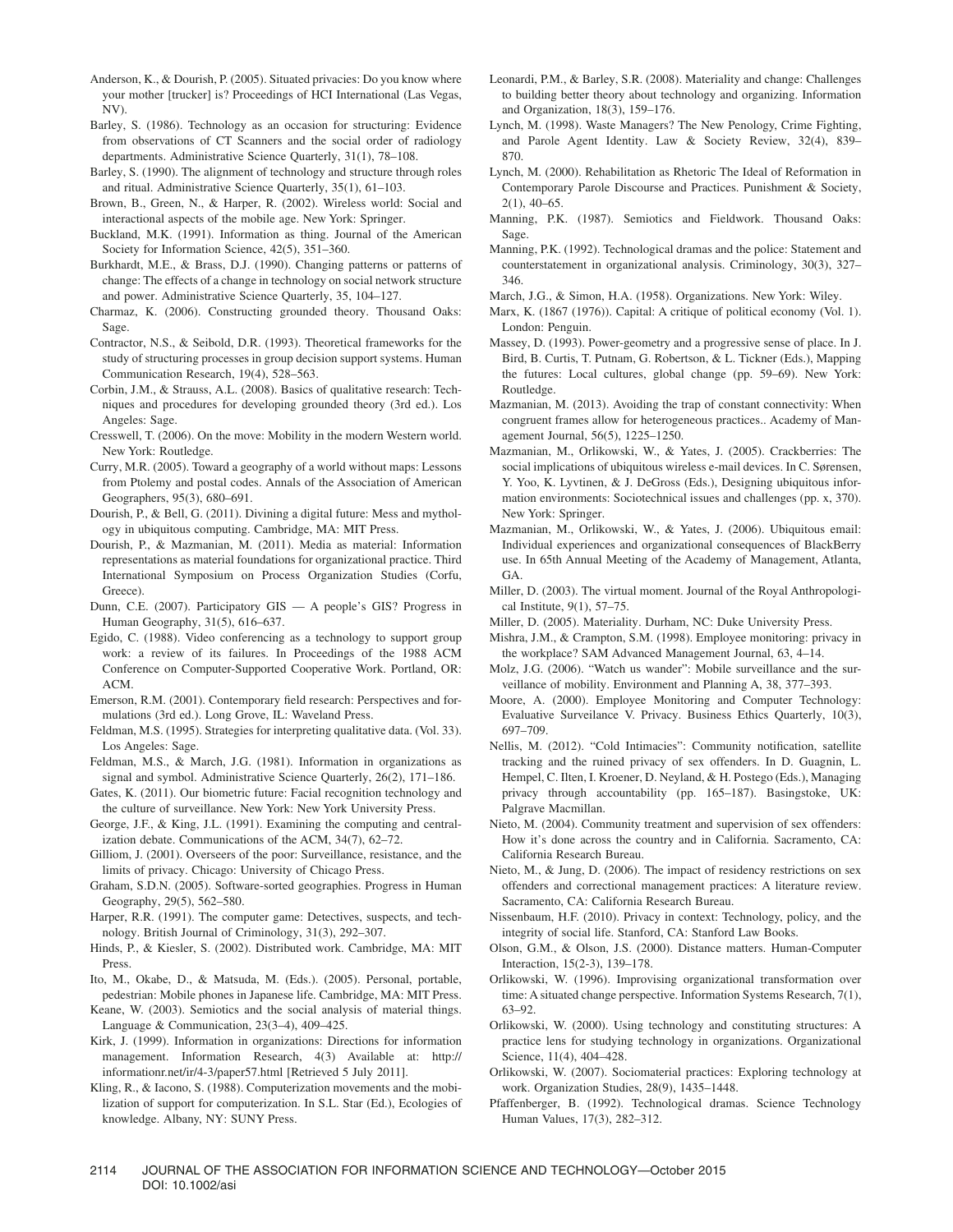Anderson, K., & Dourish, P. (2005). Situated privacies: Do you know where your mother [trucker] is? Proceedings of HCI International (Las Vegas, NV).

Barley, S. (1986). Technology as an occasion for structuring: Evidence from observations of CT Scanners and the social order of radiology departments. Administrative Science Quarterly, 31(1), 78–108.

Barley, S. (1990). The alignment of technology and structure through roles and ritual. Administrative Science Quarterly, 35(1), 61–103.

Brown, B., Green, N., & Harper, R. (2002). Wireless world: Social and interactional aspects of the mobile age. New York: Springer.

Buckland, M.K. (1991). Information as thing. Journal of the American Society for Information Science, 42(5), 351–360.

Burkhardt, M.E., & Brass, D.J. (1990). Changing patterns or patterns of change: The effects of a change in technology on social network structure and power. Administrative Science Quarterly, 35, 104–127.

Charmaz, K. (2006). Constructing grounded theory. Thousand Oaks: Sage.

Contractor, N.S., & Seibold, D.R. (1993). Theoretical frameworks for the study of structuring processes in group decision support systems. Human Communication Research, 19(4), 528–563.

Corbin, J.M., & Strauss, A.L. (2008). Basics of qualitative research: Techniques and procedures for developing grounded theory (3rd ed.). Los Angeles: Sage.

Cresswell, T. (2006). On the move: Mobility in the modern Western world. New York: Routledge.

Curry, M.R. (2005). Toward a geography of a world without maps: Lessons from Ptolemy and postal codes. Annals of the Association of American Geographers, 95(3), 680–691.

Dourish, P., & Bell, G. (2011). Divining a digital future: Mess and mythology in ubiquitous computing. Cambridge, MA: MIT Press.

Dourish, P., & Mazmanian, M. (2011). Media as material: Information representations as material foundations for organizational practice. Third International Symposium on Process Organization Studies (Corfu, Greece).

Dunn, C.E. (2007). Participatory GIS — A people's GIS? Progress in Human Geography, 31(5), 616–637.

Egido, C. (1988). Video conferencing as a technology to support group work: a review of its failures. In Proceedings of the 1988 ACM Conference on Computer-Supported Cooperative Work. Portland, OR: ACM.

Emerson, R.M. (2001). Contemporary field research: Perspectives and formulations (3rd ed.). Long Grove, IL: Waveland Press.

Feldman, M.S. (1995). Strategies for interpreting qualitative data. (Vol. 33). Los Angeles: Sage.

Feldman, M.S., & March, J.G. (1981). Information in organizations as signal and symbol. Administrative Science Quarterly, 26(2), 171–186.

Gates, K. (2011). Our biometric future: Facial recognition technology and the culture of surveillance. New York: New York University Press.

George, J.F., & King, J.L. (1991). Examining the computing and centralization debate. Communications of the ACM, 34(7), 62–72.

Gilliom, J. (2001). Overseers of the poor: Surveillance, resistance, and the limits of privacy. Chicago: University of Chicago Press.

Graham, S.D.N. (2005). Software-sorted geographies. Progress in Human Geography, 29(5), 562–580.

Harper, R.R. (1991). The computer game: Detectives, suspects, and technology. British Journal of Criminology, 31(3), 292–307.

Hinds, P., & Kiesler, S. (2002). Distributed work. Cambridge, MA: MIT Press.

Ito, M., Okabe, D., & Matsuda, M. (Eds.). (2005). Personal, portable, pedestrian: Mobile phones in Japanese life. Cambridge, MA: MIT Press.

Keane, W. (2003). Semiotics and the social analysis of material things. Language & Communication, 23(3–4), 409–425.

Kirk, J. (1999). Information in organizations: Directions for information management. Information Research, 4(3) Available at: http://informationr.net/ir/4-3/paper57.html [Retrieved 5 July 2011].

Kling, R., & Iacono, S. (1988). Computerization movements and the mobilization of support for computerization. In S.L. Star (Ed.), Ecologies of knowledge. Albany, NY: SUNY Press.

Leonardi, P.M., & Barley, S.R. (2008). Materiality and change: Challenges to building better theory about technology and organizing. Information and Organization, 18(3), 159–176.

Lynch, M. (1998). Waste Managers? The New Penology, Crime Fighting, and Parole Agent Identity. Law & Society Review, 32(4), 839–870.

Lynch, M. (2000). Rehabilitation as Rhetoric The Ideal of Reformation in Contemporary Parole Discourse and Practices. Punishment & Society, 2(1), 40–65.

Manning, P.K. (1987). Semiotics and Fieldwork. Thousand Oaks: Sage.

Manning, P.K. (1992). Technological dramas and the police: Statement and counterstatement in organizational analysis. Criminology, 30(3), 327–346.

March, J.G., & Simon, H.A. (1958). Organizations. New York: Wiley.

Marx, K. (1867 (1976)). Capital: A critique of political economy (Vol. 1). London: Penguin.

Massey, D. (1993). Power-geometry and a progressive sense of place. In J. Bird, B. Curtis, T. Putnam, G. Robertson, & L. Tickner (Eds.), Mapping the futures: Local cultures, global change (pp. 59–69). New York: Routledge.

Mazmanian, M. (2013). Avoiding the trap of constant connectivity: When congruent frames allow for heterogeneous practices.. Academy of Management Journal, 56(5), 1225–1250.

Mazmanian, M., Orlikowski, W., & Yates, J. (2005). Crackberries: The social implications of ubiquitous wireless e-mail devices. In C. Sørensen, Y. Yoo, K. Lyvtinen, & J. DeGross (Eds.), Designing ubiquitous information environments: Sociotechnical issues and challenges (pp. x, 370). New York: Springer.

Mazmanian, M., Orlikowski, W., & Yates, J. (2006). Ubiquitous email: Individual experiences and organizational consequences of BlackBerry use. In 65th Annual Meeting of the Academy of Management, Atlanta, GA.

Miller, D. (2003). The virtual moment. Journal of the Royal Anthropological Institute, 9(1), 57–75.

Miller, D. (2005). Materiality. Durham, NC: Duke University Press.

Mishra, J.M., & Crampton, S.M. (1998). Employee monitoring: privacy in the workplace? SAM Advanced Management Journal, 63, 4–14.

Molz, J.G. (2006). "Watch us wander": Mobile surveillance and the surveillance of mobility. Environment and Planning A, 38, 377–393.

Moore, A. (2000). Employee Monitoring and Computer Technology: Evaluative Surveillance V. Privacy. Business Ethics Quarterly, 10(3), 697–709.

Nellis, M. (2012). "Cold Intimacies": Community notification, satellite tracking and the ruined privacy of sex offenders. In D. Guagnin, L. Hempel, C. Ilten, I. Kroener, D. Neyland, & H. Postego (Eds.), Managing privacy through accountability (pp. 165–187). Basingstoke, UK: Palgrave Macmillan.

Nieto, M. (2004). Community treatment and supervision of sex offenders: How it's done across the country and in California. Sacramento, CA: California Research Bureau.

Nieto, M., & Jung, D. (2006). The impact of residency restrictions on sex offenders and correctional management practices: A literature review. Sacramento, CA: California Research Bureau.

Nissenbaum, H.F. (2010). Privacy in context: Technology, policy, and the integrity of social life. Stanford, CA: Stanford Law Books.

Olson, G.M., & Olson, J.S. (2000). Distance matters. Human-Computer Interaction, 15(2-3), 139–178.

Orlikowski, W. (1996). Improvising organizational transformation over time: A situated change perspective. Information Systems Research, 7(1), 63–92.

Orlikowski, W. (2000). Using technology and constituting structures: A practice lens for studying technology in organizations. Organizational Science, 11(4), 404–428.

Orlikowski, W. (2007). Sociomaterial practices: Exploring technology at work. Organization Studies, 28(9), 1435–1448.

Pfaffenberger, B. (1992). Technological dramas. Science Technology Human Values, 17(3), 282–312.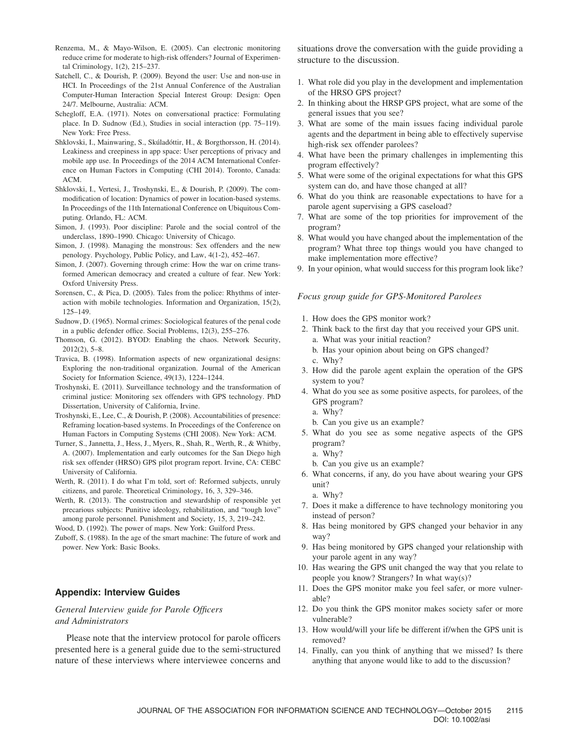Renzema, M., & Mayo-Wilson, E. (2005). Can electronic monitoring reduce crime for moderate to high-risk offenders? Journal of Experimental Criminology, 1(2), 215–237.

Satchell, C., & Dourish, P. (2009). Beyond the user: Use and non-use in HCI. In Proceedings of the 21st Annual Conference of the Australian Computer-Human Interaction Special Interest Group: Design: Open 24/7. Melbourne, Australia: ACM.

Schegloff, E.A. (1971). Notes on conversational practice: Formulating place. In D. Sudnow (Ed.), Studies in social interaction (pp. 75–119). New York: Free Press.

Shklovski, I., Mainwaring, S., Skúladóttir, H., & Borgthorsson, H. (2014). Leakiness and creepiness in app space: User perceptions of privacy and mobile app use. In Proceedings of the 2014 ACM International Conference on Human Factors in Computing (CHI 2014). Toronto, Canada: ACM.

Shklovski, I., Vertesi, J., Troshynski, E., & Dourish, P. (2009). The commodification of location: Dynamics of power in location-based systems. In Proceedings of the 11th International Conference on Ubiquitous Computing. Orlando, FL: ACM.

Simon, J. (1993). Poor discipline: Parole and the social control of the underclass, 1890–1990. Chicago: University of Chicago.

Simon, J. (1998). Managing the monstrous: Sex offenders and the new penology. Psychology, Public Policy, and Law, 4(1-2), 452–467.

Simon, J. (2007). Governing through crime: How the war on crime transformed American democracy and created a culture of fear. New York: Oxford University Press.

Sorensen, C., & Pica, D. (2005). Tales from the police: Rhythms of interaction with mobile technologies. Information and Organization, 15(2), 125–149.

Sudnow, D. (1965). Normal crimes: Sociological features of the penal code in a public defender office. Social Problems, 12(3), 255–276.

Thomson, G. (2012). BYOD: Enabling the chaos. Network Security, 2012(2), 5–8.

Travica, B. (1998). Information aspects of new organizational designs: Exploring the non-traditional organization. Journal of the American Society for Information Science, 49(13), 1224–1244.

Troshynski, E. (2011). Surveillance technology and the transformation of criminal justice: Monitoring sex offenders with GPS technology. PhD Dissertation, University of California, Irvine.

Troshynski, E., Lee, C., & Dourish, P. (2008). Accountabilities of presence: Reframing location-based systems. In Proceedings of the Conference on Human Factors in Computing Systems (CHI 2008). New York: ACM.

Turner, S., Jannetta, J., Hess, J., Myers, R., Shah, R., Werth, R., & Whitby, A. (2007). Implementation and early outcomes for the San Diego high risk sex offender (HRSO) GPS pilot program report. Irvine, CA: CEBC University of California.

Werth, R. (2011). I do what I'm told, sort of: Reformed subjects, unruly citizens, and parole. Theoretical Criminology, 16, 3, 329–346.

Werth, R. (2013). The construction and stewardship of responsible yet precarious subjects: Punitive ideology, rehabilitation, and "tough love" among parole personnel. Punishment and Society, 15, 3, 219–242.

Wood, D. (1992). The power of maps. New York: Guilford Press.

Zuboff, S. (1988). In the age of the smart machine: The future of work and power. New York: Basic Books.

## Appendix: Interview Guides

### *General Interview guide for Parole Officers and Administrators*

Please note that the interview protocol for parole officers presented here is a general guide due to the semi-structured nature of these interviews where interviewee concerns and situations drove the conversation with the guide providing a structure to the discussion.

1. What role did you play in the development and implementation of the HRSO GPS project?
2. In thinking about the HRSP GPS project, what are some of the general issues that you see?
3. What are some of the main issues facing individual parole agents and the department in being able to effectively supervise high-risk sex offender parolees?
4. What have been the primary challenges in implementing this program effectively?
5. What were some of the original expectations for what this GPS system can do, and have those changed at all?
6. What do you think are reasonable expectations to have for a parole agent supervising a GPS caseload?
7. What are some of the top priorities for improvement of the program?
8. What would you have changed about the implementation of the program? What three top things would you have changed to make implementation more effective?
9. In your opinion, what would success for this program look like?

### *Focus group guide for GPS-Monitored Parolees*

1. How does the GPS monitor work?
2. Think back to the first day that you received your GPS unit.
   a. What was your initial reaction?
   b. Has your opinion about being on GPS changed?
   c. Why?
3. How did the parole agent explain the operation of the GPS system to you?
4. What do you see as some positive aspects, for parolees, of the GPS program?
   a. Why?
   b. Can you give us an example?
5. What do you see as some negative aspects of the GPS program?
   a. Why?
   b. Can you give us an example?
6. What concerns, if any, do you have about wearing your GPS unit?
   a. Why?
7. Does it make a difference to have technology monitoring you instead of person?
8. Has being monitored by GPS changed your behavior in any way?
9. Has being monitored by GPS changed your relationship with your parole agent in any way?
10. Has wearing the GPS unit changed the way that you relate to people you know? Strangers? In what way(s)?
11. Does the GPS monitor make you feel safer, or more vulnerable?
12. Do you think the GPS monitor makes society safer or more vulnerable?
13. How would/will your life be different if/when the GPS unit is removed?
14. Finally, can you think of anything that we missed? Is there anything that anyone would like to add to the discussion?